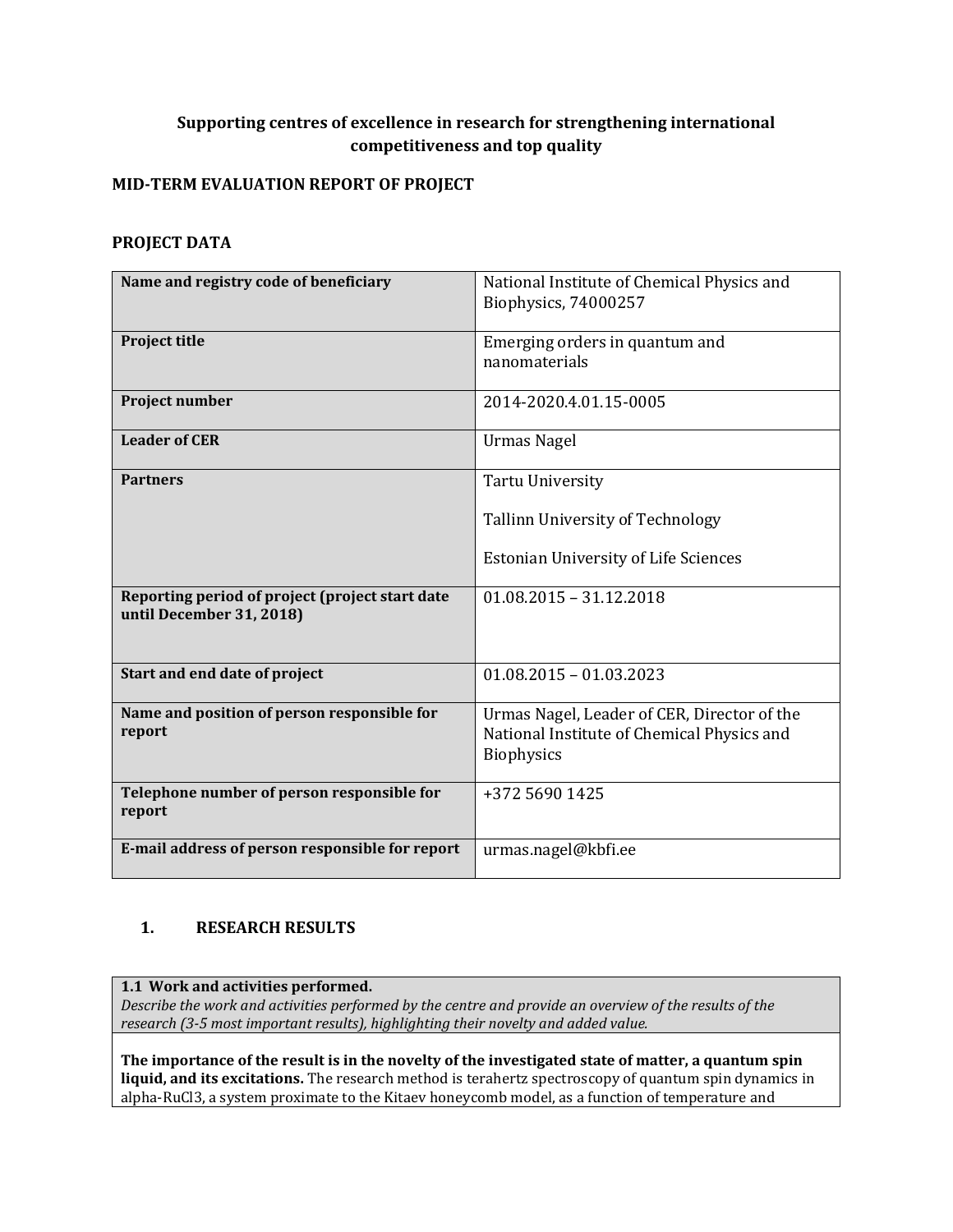**Supporting centres of excellence in research for strengthening international competitiveness and top quality**

## MID-TERM EVALUATION REPORT OF PROJECT

## PROJECT DATA

| | |
|---|---|
| **Name and registry code of beneficiary** | National Institute of Chemical Physics and Biophysics, 74000257 |
| **Project title** | Emerging orders in quantum and nanomaterials |
| **Project number** | 2014-2020.4.01.15-0005 |
| **Leader of CER** | Urmas Nagel |
| **Partners** | Tartu University<br><br>Tallinn University of Technology<br><br>Estonian University of Life Sciences |
| **Reporting period of project (project start date until December 31, 2018)** | 01.08.2015 – 31.12.2018 |
| **Start and end date of project** | 01.08.2015 – 01.03.2023 |
| **Name and position of person responsible for report** | Urmas Nagel, Leader of CER, Director of the National Institute of Chemical Physics and Biophysics |
| **Telephone number of person responsible for report** | +372 5690 1425 |
| **E-mail address of person responsible for report** | urmas.nagel@kbfi.ee |

## 1. RESEARCH RESULTS

**1.1 Work and activities performed.**
*Describe the work and activities performed by the centre and provide an overview of the results of the research (3-5 most important results), highlighting their novelty and added value.*

**The importance of the result is in the novelty of the investigated state of matter, a quantum spin liquid, and its excitations.** The research method is terahertz spectroscopy of quantum spin dynamics in alpha-$RuCl_3$, a system proximate to the Kitaev honeycomb model, as a function of temperature and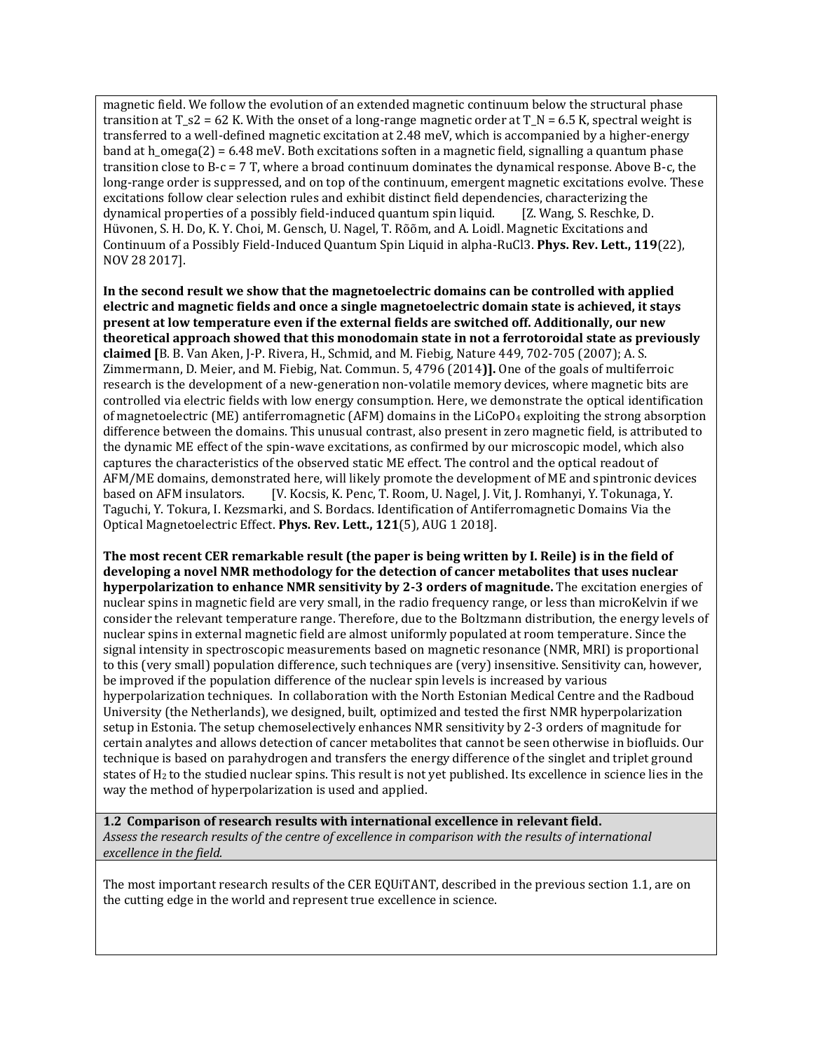magnetic field. We follow the evolution of an extended magnetic continuum below the structural phase transition at T_s2 = 62 K. With the onset of a long-range magnetic order at T_N = 6.5 K, spectral weight is transferred to a well-defined magnetic excitation at 2.48 meV, which is accompanied by a higher-energy band at h_omega(2) = 6.48 meV. Both excitations soften in a magnetic field, signalling a quantum phase transition close to B-c = 7 T, where a broad continuum dominates the dynamical response. Above B-c, the long-range order is suppressed, and on top of the continuum, emergent magnetic excitations evolve. These excitations follow clear selection rules and exhibit distinct field dependencies, characterizing the dynamical properties of a possibly field-induced quantum spin liquid. [Z. Wang, S. Reschke, D. Hüvonen, S. H. Do, K. Y. Choi, M. Gensch, U. Nagel, T. Rõõm, and A. Loidl. Magnetic Excitations and Continuum of a Possibly Field-Induced Quantum Spin Liquid in alpha-RuCl3. **Phys. Rev. Lett., 119**(22), NOV 28 2017].

**In the second result we show that the magnetoelectric domains can be controlled with applied electric and magnetic fields and once a single magnetoelectric domain state is achieved, it stays present at low temperature even if the external fields are switched off. Additionally, our new theoretical approach showed that this monodomain state in not a ferrotoroidal state as previously claimed [**B. B. Van Aken, J-P. Rivera, H., Schmid, and M. Fiebig, Nature 449, 702-705 (2007); A. S. Zimmermann, D. Meier, and M. Fiebig, Nat. Commun. 5, 4796 (2014)**].** One of the goals of multiferroic research is the development of a new-generation non-volatile memory devices, where magnetic bits are controlled via electric fields with low energy consumption. Here, we demonstrate the optical identification of magnetoelectric (ME) antiferromagnetic (AFM) domains in the $LiCoPO_4$ exploiting the strong absorption difference between the domains. This unusual contrast, also present in zero magnetic field, is attributed to the dynamic ME effect of the spin-wave excitations, as confirmed by our microscopic model, which also captures the characteristics of the observed static ME effect. The control and the optical readout of AFM/ME domains, demonstrated here, will likely promote the development of ME and spintronic devices based on AFM insulators. [V. Kocsis, K. Penc, T. Room, U. Nagel, J. Vit, J. Romhanyi, Y. Tokunaga, Y. Taguchi, Y. Tokura, I. Kezsmarki, and S. Bordacs. Identification of Antiferromagnetic Domains Via the Optical Magnetoelectric Effect. **Phys. Rev. Lett., 121**(5), AUG 1 2018].

**The most recent CER remarkable result (the paper is being written by I. Reile) is in the field of developing a novel NMR methodology for the detection of cancer metabolites that uses nuclear hyperpolarization to enhance NMR sensitivity by 2-3 orders of magnitude.** The excitation energies of nuclear spins in magnetic field are very small, in the radio frequency range, or less than microKelvin if we consider the relevant temperature range. Therefore, due to the Boltzmann distribution, the energy levels of nuclear spins in external magnetic field are almost uniformly populated at room temperature. Since the signal intensity in spectroscopic measurements based on magnetic resonance (NMR, MRI) is proportional to this (very small) population difference, such techniques are (very) insensitive. Sensitivity can, however, be improved if the population difference of the nuclear spin levels is increased by various hyperpolarization techniques. In collaboration with the North Estonian Medical Centre and the Radboud University (the Netherlands), we designed, built, optimized and tested the first NMR hyperpolarization setup in Estonia. The setup chemoselectively enhances NMR sensitivity by 2-3 orders of magnitude for certain analytes and allows detection of cancer metabolites that cannot be seen otherwise in biofluids. Our technique is based on parahydrogen and transfers the energy difference of the singlet and triplet ground states of $H_2$ to the studied nuclear spins. This result is not yet published. Its excellence in science lies in the way the method of hyperpolarization is used and applied.

**1.2 Comparison of research results with international excellence in relevant field.**
*Assess the research results of the centre of excellence in comparison with the results of international excellence in the field.*

The most important research results of the CER EQUiTANT, described in the previous section 1.1, are on the cutting edge in the world and represent true excellence in science.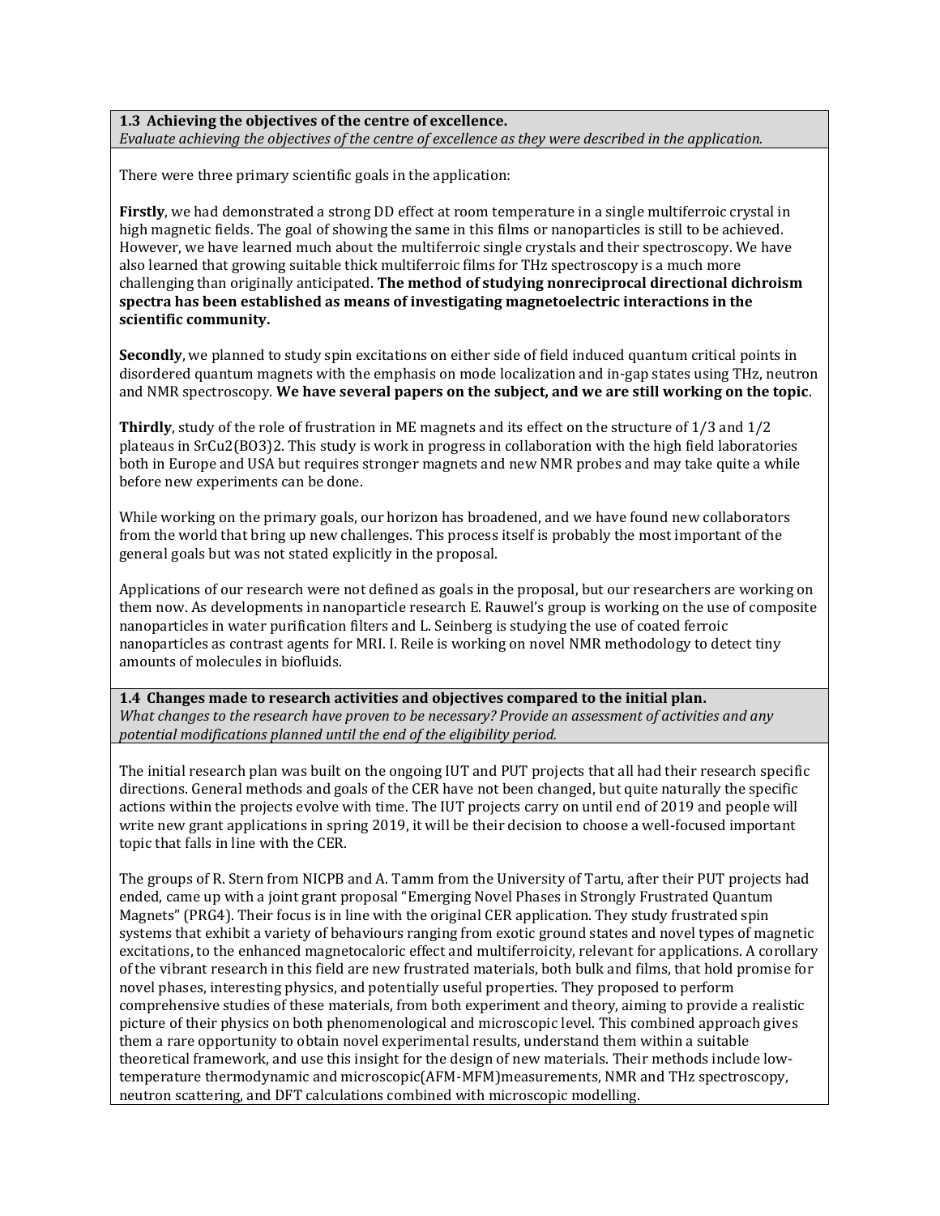### 1.3 Achieving the objectives of the centre of excellence.

*Evaluate achieving the objectives of the centre of excellence as they were described in the application.*

There were three primary scientific goals in the application:

**Firstly**, we had demonstrated a strong DD effect at room temperature in a single multiferroic crystal in high magnetic fields. The goal of showing the same in this films or nanoparticles is still to be achieved. However, we have learned much about the multiferroic single crystals and their spectroscopy. We have also learned that growing suitable thick multiferroic films for THz spectroscopy is a much more challenging than originally anticipated. **The method of studying nonreciprocal directional dichroism spectra has been established as means of investigating magnetoelectric interactions in the scientific community.**

**Secondly**, we planned to study spin excitations on either side of field induced quantum critical points in disordered quantum magnets with the emphasis on mode localization and in-gap states using THz, neutron and NMR spectroscopy. **We have several papers on the subject, and we are still working on the topic**.

**Thirdly**, study of the role of frustration in ME magnets and its effect on the structure of 1/3 and 1/2 plateaus in $SrCu_2(BO_3)_2$. This study is work in progress in collaboration with the high field laboratories both in Europe and USA but requires stronger magnets and new NMR probes and may take quite a while before new experiments can be done.

While working on the primary goals, our horizon has broadened, and we have found new collaborators from the world that bring up new challenges. This process itself is probably the most important of the general goals but was not stated explicitly in the proposal.

Applications of our research were not defined as goals in the proposal, but our researchers are working on them now. As developments in nanoparticle research E. Rauwel's group is working on the use of composite nanoparticles in water purification filters and L. Seinberg is studying the use of coated ferroic nanoparticles as contrast agents for MRI. I. Reile is working on novel NMR methodology to detect tiny amounts of molecules in biofluids.

### 1.4 Changes made to research activities and objectives compared to the initial plan.

*What changes to the research have proven to be necessary? Provide an assessment of activities and any potential modifications planned until the end of the eligibility period.*

The initial research plan was built on the ongoing IUT and PUT projects that all had their research specific directions. General methods and goals of the CER have not been changed, but quite naturally the specific actions within the projects evolve with time. The IUT projects carry on until end of 2019 and people will write new grant applications in spring 2019, it will be their decision to choose a well-focused important topic that falls in line with the CER.

The groups of R. Stern from NICPB and A. Tamm from the University of Tartu, after their PUT projects had ended, came up with a joint grant proposal "Emerging Novel Phases in Strongly Frustrated Quantum Magnets" (PRG4). Their focus is in line with the original CER application. They study frustrated spin systems that exhibit a variety of behaviours ranging from exotic ground states and novel types of magnetic excitations, to the enhanced magnetocaloric effect and multiferroicity, relevant for applications. A corollary of the vibrant research in this field are new frustrated materials, both bulk and films, that hold promise for novel phases, interesting physics, and potentially useful properties. They proposed to perform comprehensive studies of these materials, from both experiment and theory, aiming to provide a realistic picture of their physics on both phenomenological and microscopic level. This combined approach gives them a rare opportunity to obtain novel experimental results, understand them within a suitable theoretical framework, and use this insight for the design of new materials. Their methods include low-temperature thermodynamic and microscopic(AFM-MFM)measurements, NMR and THz spectroscopy, neutron scattering, and DFT calculations combined with microscopic modelling.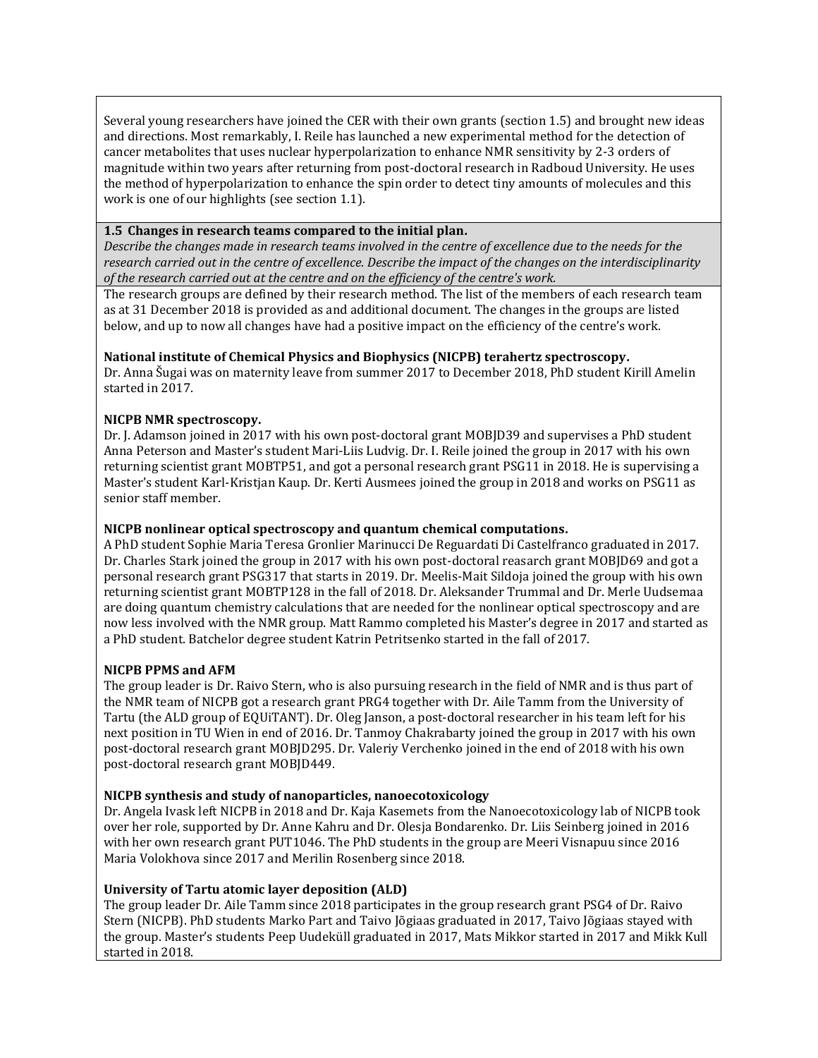Several young researchers have joined the CER with their own grants (section 1.5) and brought new ideas and directions. Most remarkably, I. Reile has launched a new experimental method for the detection of cancer metabolites that uses nuclear hyperpolarization to enhance NMR sensitivity by 2-3 orders of magnitude within two years after returning from post-doctoral research in Radboud University. He uses the method of hyperpolarization to enhance the spin order to detect tiny amounts of molecules and this work is one of our highlights (see section 1.1).

**1.5 Changes in research teams compared to the initial plan.**

*Describe the changes made in research teams involved in the centre of excellence due to the needs for the research carried out in the centre of excellence. Describe the impact of the changes on the interdisciplinarity of the research carried out at the centre and on the efficiency of the centre's work.*

The research groups are defined by their research method. The list of the members of each research team as at 31 December 2018 is provided as and additional document. The changes in the groups are listed below, and up to now all changes have had a positive impact on the efficiency of the centre's work.

**National institute of Chemical Physics and Biophysics (NICPB) terahertz spectroscopy.**

Dr. Anna Šugai was on maternity leave from summer 2017 to December 2018, PhD student Kirill Amelin started in 2017.

**NICPB NMR spectroscopy.**

Dr. J. Adamson joined in 2017 with his own post-doctoral grant MOBJD39 and supervises a PhD student Anna Peterson and Master's student Mari-Liis Ludvig. Dr. I. Reile joined the group in 2017 with his own returning scientist grant MOBTP51, and got a personal research grant PSG11 in 2018. He is supervising a Master's student Karl-Kristjan Kaup. Dr. Kerti Ausmees joined the group in 2018 and works on PSG11 as senior staff member.

**NICPB nonlinear optical spectroscopy and quantum chemical computations.**

A PhD student Sophie Maria Teresa Gronlier Marinucci De Reguardati Di Castelfranco graduated in 2017. Dr. Charles Stark joined the group in 2017 with his own post-doctoral reasarch grant MOBJD69 and got a personal research grant PSG317 that starts in 2019. Dr. Meelis-Mait Sildoja joined the group with his own returning scientist grant MOBTP128 in the fall of 2018. Dr. Aleksander Trummal and Dr. Merle Uudsemaa are doing quantum chemistry calculations that are needed for the nonlinear optical spectroscopy and are now less involved with the NMR group. Matt Rammo completed his Master's degree in 2017 and started as a PhD student. Batchelor degree student Katrin Petritsenko started in the fall of 2017.

**NICPB PPMS and AFM**

The group leader is Dr. Raivo Stern, who is also pursuing research in the field of NMR and is thus part of the NMR team of NICPB got a research grant PRG4 together with Dr. Aile Tamm from the University of Tartu (the ALD group of EQUiTANT). Dr. Oleg Janson, a post-doctoral researcher in his team left for his next position in TU Wien in end of 2016. Dr. Tanmoy Chakrabarty joined the group in 2017 with his own post-doctoral research grant MOBJD295. Dr. Valeriy Verchenko joined in the end of 2018 with his own post-doctoral research grant MOBJD449.

**NICPB synthesis and study of nanoparticles, nanoecotoxicology**

Dr. Angela Ivask left NICPB in 2018 and Dr. Kaja Kasemets from the Nanoecotoxicology lab of NICPB took over her role, supported by Dr. Anne Kahru and Dr. Olesja Bondarenko. Dr. Liis Seinberg joined in 2016 with her own research grant PUT1046. The PhD students in the group are Meeri Visnapuu since 2016 Maria Volokhova since 2017 and Merilin Rosenberg since 2018.

**University of Tartu atomic layer deposition (ALD)**

The group leader Dr. Aile Tamm since 2018 participates in the group research grant PSG4 of Dr. Raivo Stern (NICPB). PhD students Marko Part and Taivo Jõgiaas graduated in 2017, Taivo Jõgiaas stayed with the group. Master's students Peep Uudeküll graduated in 2017, Mats Mikkor started in 2017 and Mikk Kull started in 2018.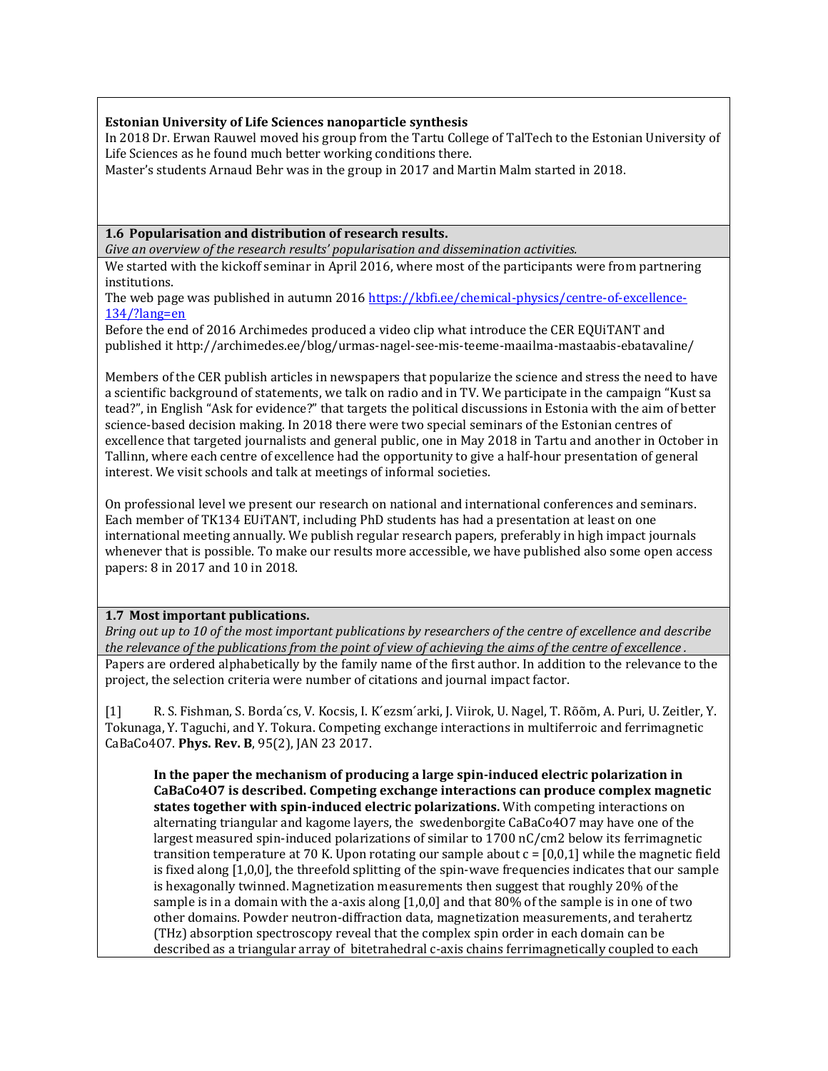**Estonian University of Life Sciences nanoparticle synthesis**

In 2018 Dr. Erwan Rauwel moved his group from the Tartu College of TalTech to the Estonian University of Life Sciences as he found much better working conditions there.

Master's students Arnaud Behr was in the group in 2017 and Martin Malm started in 2018.

### 1.6 Popularisation and distribution of research results.

*Give an overview of the research results' popularisation and dissemination activities.*

We started with the kickoff seminar in April 2016, where most of the participants were from partnering institutions.

The web page was published in autumn 2016 https://kbfi.ee/chemical-physics/centre-of-excellence-134/?lang=en

Before the end of 2016 Archimedes produced a video clip what introduce the CER EQUiTANT and published it http://archimedes.ee/blog/urmas-nagel-see-mis-teeme-maailmа-mastaabis-ebatavaline/

Members of the CER publish articles in newspapers that popularize the science and stress the need to have a scientific background of statements, we talk on radio and in TV. We participate in the campaign "Kust sa tead?", in English "Ask for evidence?" that targets the political discussions in Estonia with the aim of better science-based decision making. In 2018 there were two special seminars of the Estonian centres of excellence that targeted journalists and general public, one in May 2018 in Tartu and another in October in Tallinn, where each centre of excellence had the opportunity to give a half-hour presentation of general interest. We visit schools and talk at meetings of informal societies.

On professional level we present our research on national and international conferences and seminars. Each member of TK134 EUiTANT, including PhD students has had a presentation at least on one international meeting annually. We publish regular research papers, preferably in high impact journals whenever that is possible. To make our results more accessible, we have published also some open access papers: 8 in 2017 and 10 in 2018.

### 1.7 Most important publications.

*Bring out up to 10 of the most important publications by researchers of the centre of excellence and describe the relevance of the publications from the point of view of achieving the aims of the centre of excellence .*

Papers are ordered alphabetically by the family name of the first author. In addition to the relevance to the project, the selection criteria were number of citations and journal impact factor.

[1] R. S. Fishman, S. Borda´cs, V. Kocsis, I. K´ezsm´arki, J. Viirok, U. Nagel, T. Rõõm, A. Puri, U. Zeitler, Y. Tokunaga, Y. Taguchi, and Y. Tokura. Competing exchange interactions in multiferroic and ferrimagnetic CaBaCo4O7. **Phys. Rev. B**, 95(2), JAN 23 2017.

> **In the paper the mechanism of producing a large spin-induced electric polarization in CaBaCo4O7 is described. Competing exchange interactions can produce complex magnetic states together with spin-induced electric polarizations.** With competing interactions on alternating triangular and kagome layers, the swedenborgite CaBaCo4O7 may have one of the largest measured spin-induced polarizations of similar to 1700 nC/cm2 below its ferrimagnetic transition temperature at 70 K. Upon rotating our sample about c = [0,0,1] while the magnetic field is fixed along [1,0,0], the threefold splitting of the spin-wave frequencies indicates that our sample is hexagonally twinned. Magnetization measurements then suggest that roughly 20% of the sample is in a domain with the a-axis along [1,0,0] and that 80% of the sample is in one of two other domains. Powder neutron-diffraction data, magnetization measurements, and terahertz (THz) absorption spectroscopy reveal that the complex spin order in each domain can be described as a triangular array of bitetrahedral c-axis chains ferrimagnetically coupled to each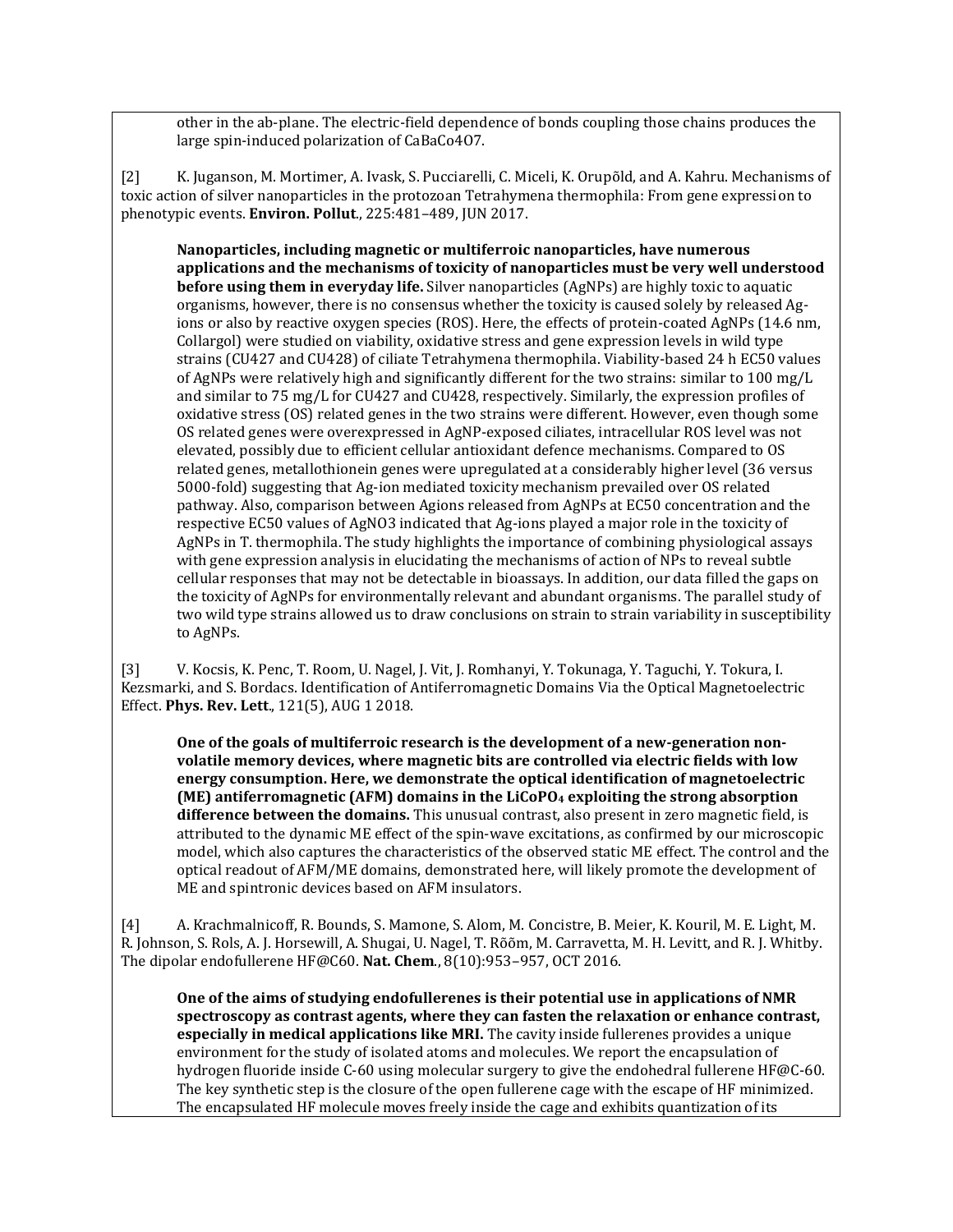other in the ab-plane. The electric-field dependence of bonds coupling those chains produces the large spin-induced polarization of $CaBaCo_4O_7$.

[2] K. Juganson, M. Mortimer, A. Ivask, S. Pucciarelli, C. Miceli, K. Orupõld, and A. Kahru. Mechanisms of toxic action of silver nanoparticles in the protozoan Tetrahymena thermophila: From gene expression to phenotypic events. **Environ. Pollut.**, 225:481–489, JUN 2017.

> **Nanoparticles, including magnetic or multiferroic nanoparticles, have numerous applications and the mechanisms of toxicity of nanoparticles must be very well understood before using them in everyday life.** Silver nanoparticles (AgNPs) are highly toxic to aquatic organisms, however, there is no consensus whether the toxicity is caused solely by released Ag-ions or also by reactive oxygen species (ROS). Here, the effects of protein-coated AgNPs (14.6 nm, Collargol) were studied on viability, oxidative stress and gene expression levels in wild type strains (CU427 and CU428) of ciliate Tetrahymena thermophila. Viability-based 24 h EC50 values of AgNPs were relatively high and significantly different for the two strains: similar to 100 mg/L and similar to 75 mg/L for CU427 and CU428, respectively. Similarly, the expression profiles of oxidative stress (OS) related genes in the two strains were different. However, even though some OS related genes were overexpressed in AgNP-exposed ciliates, intracellular ROS level was not elevated, possibly due to efficient cellular antioxidant defence mechanisms. Compared to OS related genes, metallothionein genes were upregulated at a considerably higher level (36 versus 5000-fold) suggesting that Ag-ion mediated toxicity mechanism prevailed over OS related pathway. Also, comparison between Agions released from AgNPs at EC50 concentration and the respective EC50 values of $AgNO_3$ indicated that Ag-ions played a major role in the toxicity of AgNPs in T. thermophila. The study highlights the importance of combining physiological assays with gene expression analysis in elucidating the mechanisms of action of NPs to reveal subtle cellular responses that may not be detectable in bioassays. In addition, our data filled the gaps on the toxicity of AgNPs for environmentally relevant and abundant organisms. The parallel study of two wild type strains allowed us to draw conclusions on strain to strain variability in susceptibility to AgNPs.

[3] V. Kocsis, K. Penc, T. Room, U. Nagel, J. Vit, J. Romhanyi, Y. Tokunaga, Y. Taguchi, Y. Tokura, I. Kezsmarki, and S. Bordacs. Identification of Antiferromagnetic Domains Via the Optical Magnetoelectric Effect. **Phys. Rev. Lett.**, 121(5), AUG 1 2018.

> **One of the goals of multiferroic research is the development of a new-generation non-volatile memory devices, where magnetic bits are controlled via electric fields with low energy consumption. Here, we demonstrate the optical identification of magnetoelectric (ME) antiferromagnetic (AFM) domains in the $LiCoPO_4$ exploiting the strong absorption difference between the domains.** This unusual contrast, also present in zero magnetic field, is attributed to the dynamic ME effect of the spin-wave excitations, as confirmed by our microscopic model, which also captures the characteristics of the observed static ME effect. The control and the optical readout of AFM/ME domains, demonstrated here, will likely promote the development of ME and spintronic devices based on AFM insulators.

[4] A. Krachmalnicoff, R. Bounds, S. Mamone, S. Alom, M. Concistre, B. Meier, K. Kouril, M. E. Light, M. R. Johnson, S. Rols, A. J. Horsewill, A. Shugai, U. Nagel, T. Rõõm, M. Carravetta, M. H. Levitt, and R. J. Whitby. The dipolar endofullerene HF@C60. **Nat. Chem.**, 8(10):953–957, OCT 2016.

> **One of the aims of studying endofullerenes is their potential use in applications of NMR spectroscopy as contrast agents, where they can fasten the relaxation or enhance contrast, especially in medical applications like MRI.** The cavity inside fullerenes provides a unique environment for the study of isolated atoms and molecules. We report the encapsulation of hydrogen fluoride inside C-60 using molecular surgery to give the endohedral fullerene HF@C-60. The key synthetic step is the closure of the open fullerene cage with the escape of HF minimized. The encapsulated HF molecule moves freely inside the cage and exhibits quantization of its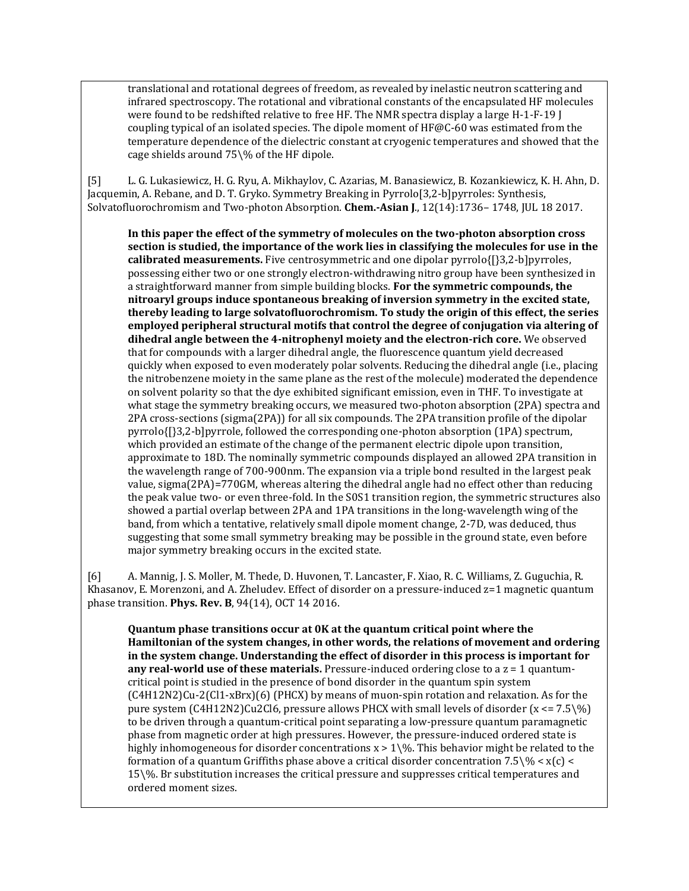translational and rotational degrees of freedom, as revealed by inelastic neutron scattering and infrared spectroscopy. The rotational and vibrational constants of the encapsulated HF molecules were found to be redshifted relative to free HF. The NMR spectra display a large H-1-F-19 J coupling typical of an isolated species. The dipole moment of HF@C-60 was estimated from the temperature dependence of the dielectric constant at cryogenic temperatures and showed that the cage shields around 75\% of the HF dipole.

[5] L. G. Lukasiewicz, H. G. Ryu, A. Mikhaylov, C. Azarias, M. Banasiewicz, B. Kozankiewicz, K. H. Ahn, D. Jacquemin, A. Rebane, and D. T. Gryko. Symmetry Breaking in Pyrrolo[3,2-b]pyrroles: Synthesis, Solvatofluorochromism and Two-photon Absorption. **Chem.-Asian J.**, 12(14):1736– 1748, JUL 18 2017.

**In this paper the effect of the symmetry of molecules on the two-photon absorption cross section is studied, the importance of the work lies in classifying the molecules for use in the calibrated measurements.** Five centrosymmetric and one dipolar pyrrolo{[}3,2-b]pyrroles, possessing either two or one strongly electron-withdrawing nitro group have been synthesized in a straightforward manner from simple building blocks. **For the symmetric compounds, the nitroaryl groups induce spontaneous breaking of inversion symmetry in the excited state, thereby leading to large solvatofluorochromism. To study the origin of this effect, the series employed peripheral structural motifs that control the degree of conjugation via altering of dihedral angle between the 4-nitrophenyl moiety and the electron-rich core.** We observed that for compounds with a larger dihedral angle, the fluorescence quantum yield decreased quickly when exposed to even moderately polar solvents. Reducing the dihedral angle (i.e., placing the nitrobenzene moiety in the same plane as the rest of the molecule) moderated the dependence on solvent polarity so that the dye exhibited significant emission, even in THF. To investigate at what stage the symmetry breaking occurs, we measured two-photon absorption (2PA) spectra and 2PA cross-sections (sigma(2PA)) for all six compounds. The 2PA transition profile of the dipolar pyrrolo{[}3,2-b]pyrrole, followed the corresponding one-photon absorption (1PA) spectrum, which provided an estimate of the change of the permanent electric dipole upon transition, approximate to 18D. The nominally symmetric compounds displayed an allowed 2PA transition in the wavelength range of 700-900nm. The expansion via a triple bond resulted in the largest peak value, sigma(2PA)=770GM, whereas altering the dihedral angle had no effect other than reducing the peak value two- or even three-fold. In the S0S1 transition region, the symmetric structures also showed a partial overlap between 2PA and 1PA transitions in the long-wavelength wing of the band, from which a tentative, relatively small dipole moment change, 2-7D, was deduced, thus suggesting that some small symmetry breaking may be possible in the ground state, even before major symmetry breaking occurs in the excited state.

[6] A. Mannig, J. S. Moller, M. Thede, D. Huvonen, T. Lancaster, F. Xiao, R. C. Williams, Z. Guguchia, R. Khasanov, E. Morenzoni, and A. Zheludev. Effect of disorder on a pressure-induced z=1 magnetic quantum phase transition. **Phys. Rev. B**, 94(14), OCT 14 2016.

**Quantum phase transitions occur at 0K at the quantum critical point where the Hamiltonian of the system changes, in other words, the relations of movement and ordering in the system change. Understanding the effect of disorder in this process is important for any real-world use of these materials.** Pressure-induced ordering close to a z = 1 quantum-critical point is studied in the presence of bond disorder in the quantum spin system (C4H12N2)Cu-2(Cl1-xBrx)(6) (PHCX) by means of muon-spin rotation and relaxation. As for the pure system (C4H12N2)Cu2Cl6, pressure allows PHCX with small levels of disorder (x <= 7.5\%) to be driven through a quantum-critical point separating a low-pressure quantum paramagnetic phase from magnetic order at high pressures. However, the pressure-induced ordered state is highly inhomogeneous for disorder concentrations x > 1\%. This behavior might be related to the formation of a quantum Griffiths phase above a critical disorder concentration 7.5\% < x(c) < 15\%. Br substitution increases the critical pressure and suppresses critical temperatures and ordered moment sizes.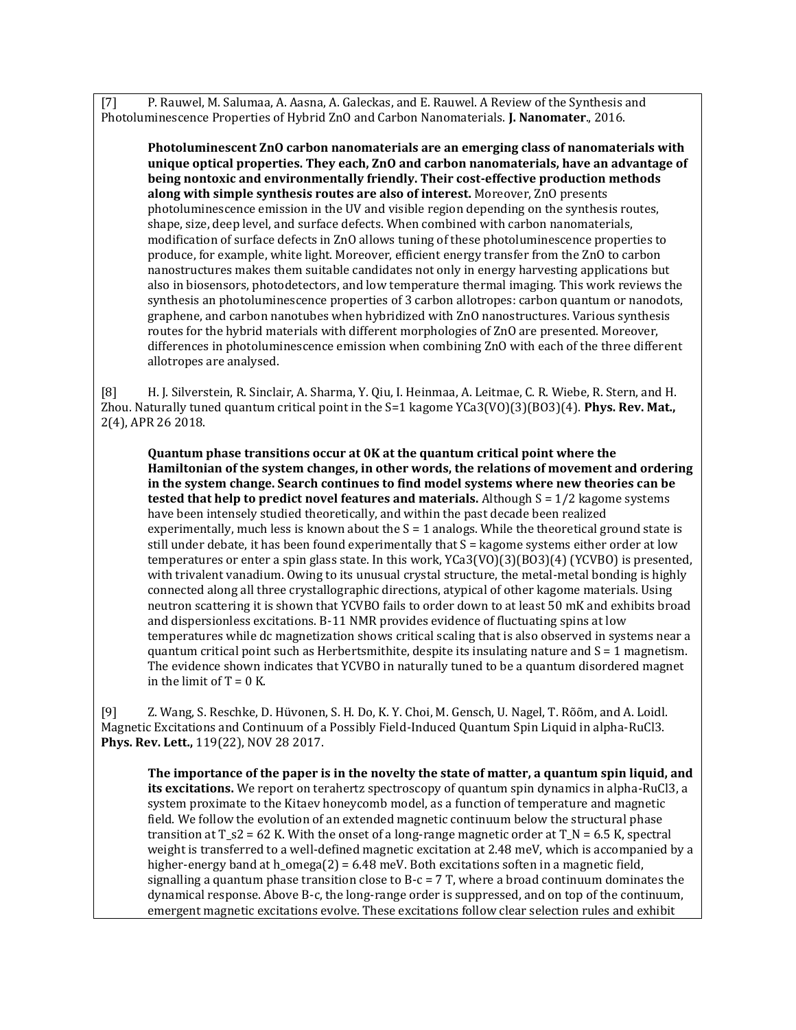[7] P. Rauwel, M. Salumaa, A. Aasna, A. Galeckas, and E. Rauwel. A Review of the Synthesis and Photoluminescence Properties of Hybrid ZnO and Carbon Nanomaterials. **J. Nanomater.**, 2016.

> **Photoluminescent ZnO carbon nanomaterials are an emerging class of nanomaterials with unique optical properties. They each, ZnO and carbon nanomaterials, have an advantage of being nontoxic and environmentally friendly. Their cost-effective production methods along with simple synthesis routes are also of interest.** Moreover, ZnO presents photoluminescence emission in the UV and visible region depending on the synthesis routes, shape, size, deep level, and surface defects. When combined with carbon nanomaterials, modification of surface defects in ZnO allows tuning of these photoluminescence properties to produce, for example, white light. Moreover, efficient energy transfer from the ZnO to carbon nanostructures makes them suitable candidates not only in energy harvesting applications but also in biosensors, photodetectors, and low temperature thermal imaging. This work reviews the synthesis an photoluminescence properties of 3 carbon allotropes: carbon quantum or nanodots, graphene, and carbon nanotubes when hybridized with ZnO nanostructures. Various synthesis routes for the hybrid materials with different morphologies of ZnO are presented. Moreover, differences in photoluminescence emission when combining ZnO with each of the three different allotropes are analysed.

[8] H. J. Silverstein, R. Sinclair, A. Sharma, Y. Qiu, I. Heinmaa, A. Leitmae, C. R. Wiebe, R. Stern, and H. Zhou. Naturally tuned quantum critical point in the S=1 kagome YCa3(VO)(3)(BO3)(4). **Phys. Rev. Mat.,** 2(4), APR 26 2018.

> **Quantum phase transitions occur at 0K at the quantum critical point where the Hamiltonian of the system changes, in other words, the relations of movement and ordering in the system change. Search continues to find model systems where new theories can be tested that help to predict novel features and materials.** Although S = 1/2 kagome systems have been intensely studied theoretically, and within the past decade been realized experimentally, much less is known about the S = 1 analogs. While the theoretical ground state is still under debate, it has been found experimentally that S = kagome systems either order at low temperatures or enter a spin glass state. In this work, YCa3(VO)(3)(BO3)(4) (YCVBO) is presented, with trivalent vanadium. Owing to its unusual crystal structure, the metal-metal bonding is highly connected along all three crystallographic directions, atypical of other kagome materials. Using neutron scattering it is shown that YCVBO fails to order down to at least 50 mK and exhibits broad and dispersionless excitations. B-11 NMR provides evidence of fluctuating spins at low temperatures while dc magnetization shows critical scaling that is also observed in systems near a quantum critical point such as Herbertsmithite, despite its insulating nature and S = 1 magnetism. The evidence shown indicates that YCVBO in naturally tuned to be a quantum disordered magnet in the limit of T = 0 K.

[9] Z. Wang, S. Reschke, D. Hüvonen, S. H. Do, K. Y. Choi, M. Gensch, U. Nagel, T. Rõõm, and A. Loidl. Magnetic Excitations and Continuum of a Possibly Field-Induced Quantum Spin Liquid in alpha-RuCl3. **Phys. Rev. Lett.,** 119(22), NOV 28 2017.

> **The importance of the paper is in the novelty the state of matter, a quantum spin liquid, and its excitations.** We report on terahertz spectroscopy of quantum spin dynamics in alpha-RuCl3, a system proximate to the Kitaev honeycomb model, as a function of temperature and magnetic field. We follow the evolution of an extended magnetic continuum below the structural phase transition at T_s2 = 62 K. With the onset of a long-range magnetic order at T_N = 6.5 K, spectral weight is transferred to a well-defined magnetic excitation at 2.48 meV, which is accompanied by a higher-energy band at h_omega(2) = 6.48 meV. Both excitations soften in a magnetic field, signalling a quantum phase transition close to B-c = 7 T, where a broad continuum dominates the dynamical response. Above B-c, the long-range order is suppressed, and on top of the continuum, emergent magnetic excitations evolve. These excitations follow clear selection rules and exhibit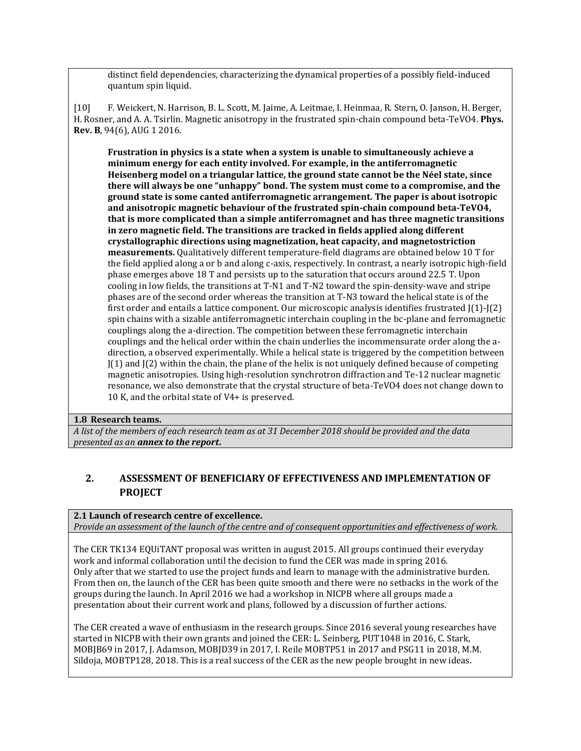distinct field dependencies, characterizing the dynamical properties of a possibly field-induced quantum spin liquid.

[10] F. Weickert, N. Harrison, B. L. Scott, M. Jaime, A. Leitmae, I. Heinmaa, R. Stern, O. Janson, H. Berger, H. Rosner, and A. A. Tsirlin. Magnetic anisotropy in the frustrated spin-chain compound beta-TeVO4. **Phys. Rev. B**, 94(6), AUG 1 2016.

**Frustration in physics is a state when a system is unable to simultaneously achieve a minimum energy for each entity involved. For example, in the antiferromagnetic Heisenberg model on a triangular lattice, the ground state cannot be the Néel state, since there will always be one "unhappy" bond. The system must come to a compromise, and the ground state is some canted antiferromagnetic arrangement. The paper is about isotropic and anisotropic magnetic behaviour of the frustrated spin-chain compound beta-TeVO4, that is more complicated than a simple antiferromagnet and has three magnetic transitions in zero magnetic field. The transitions are tracked in fields applied along different crystallographic directions using magnetization, heat capacity, and magnetostriction measurements.** Qualitatively different temperature-field diagrams are obtained below 10 T for the field applied along a or b and along c-axis, respectively. In contrast, a nearly isotropic high-field phase emerges above 18 T and persists up to the saturation that occurs around 22.5 T. Upon cooling in low fields, the transitions at T-N1 and T-N2 toward the spin-density-wave and stripe phases are of the second order whereas the transition at T-N3 toward the helical state is of the first order and entails a lattice component. Our microscopic analysis identifies frustrated J(1)-J(2) spin chains with a sizable antiferromagnetic interchain coupling in the bc-plane and ferromagnetic couplings along the a-direction. The competition between these ferromagnetic interchain couplings and the helical order within the chain underlies the incommensurate order along the a-direction, a observed experimentally. While a helical state is triggered by the competition between J(1) and J(2) within the chain, the plane of the helix is not uniquely defined because of competing magnetic anisotropies. Using high-resolution synchrotron diffraction and Te-12 nuclear magnetic resonance, we also demonstrate that the crystal structure of beta-TeVO4 does not change down to 10 K, and the orbital state of V4+ is preserved.

**1.8 Research teams.**

*A list of the members of each research team as at 31 December 2018 should be provided and the data presented as an **annex to the report.***

## 2. ASSESSMENT OF BENEFICIARY OF EFFECTIVENESS AND IMPLEMENTATION OF PROJECT

**2.1 Launch of research centre of excellence.**

*Provide an assessment of the launch of the centre and of consequent opportunities and effectiveness of work.*

The CER TK134 EQUiTANT proposal was written in august 2015. All groups continued their everyday work and informal collaboration until the decision to fund the CER was made in spring 2016. Only after that we started to use the project funds and learn to manage with the administrative burden. From then on, the launch of the CER has been quite smooth and there were no setbacks in the work of the groups during the launch. In April 2016 we had a workshop in NICPB where all groups made a presentation about their current work and plans, followed by a discussion of further actions.

The CER created a wave of enthusiasm in the research groups. Since 2016 several young researches have started in NICPB with their own grants and joined the CER: L. Seinberg, PUT1048 in 2016, C. Stark, MOBJB69 in 2017, J. Adamson, MOBJD39 in 2017, I. Reile MOBTP51 in 2017 and PSG11 in 2018, M.M. Sildoja, MOBTP128, 2018. This is a real success of the CER as the new people brought in new ideas.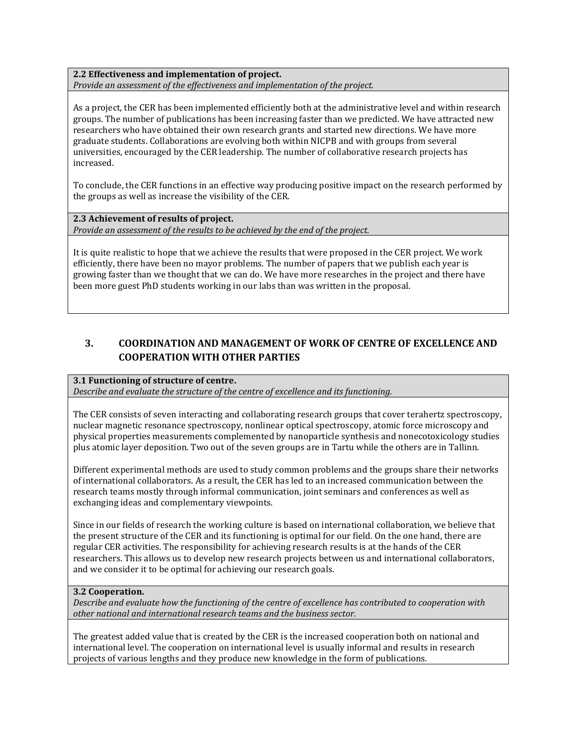**2.2 Effectiveness and implementation of project.**
*Provide an assessment of the effectiveness and implementation of the project.*

As a project, the CER has been implemented efficiently both at the administrative level and within research groups. The number of publications has been increasing faster than we predicted. We have attracted new researchers who have obtained their own research grants and started new directions. We have more graduate students. Collaborations are evolving both within NICPB and with groups from several universities, encouraged by the CER leadership. The number of collaborative research projects has increased.

To conclude, the CER functions in an effective way producing positive impact on the research performed by the groups as well as increase the visibility of the CER.

**2.3 Achievement of results of project.**
*Provide an assessment of the results to be achieved by the end of the project.*

It is quite realistic to hope that we achieve the results that were proposed in the CER project. We work efficiently, there have been no mayor problems. The number of papers that we publish each year is growing faster than we thought that we can do. We have more researches in the project and there have been more guest PhD students working in our labs than was written in the proposal.

## 3. COORDINATION AND MANAGEMENT OF WORK OF CENTRE OF EXCELLENCE AND COOPERATION WITH OTHER PARTIES

**3.1 Functioning of structure of centre.**
*Describe and evaluate the structure of the centre of excellence and its functioning.*

The CER consists of seven interacting and collaborating research groups that cover terahertz spectroscopy, nuclear magnetic resonance spectroscopy, nonlinear optical spectroscopy, atomic force microscopy and physical properties measurements complemented by nanoparticle synthesis and nonecotoxicology studies plus atomic layer deposition. Two out of the seven groups are in Tartu while the others are in Tallinn.

Different experimental methods are used to study common problems and the groups share their networks of international collaborators. As a result, the CER has led to an increased communication between the research teams mostly through informal communication, joint seminars and conferences as well as exchanging ideas and complementary viewpoints.

Since in our fields of research the working culture is based on international collaboration, we believe that the present structure of the CER and its functioning is optimal for our field. On the one hand, there are regular CER activities. The responsibility for achieving research results is at the hands of the CER researchers. This allows us to develop new research projects between us and international collaborators, and we consider it to be optimal for achieving our research goals.

**3.2 Cooperation.**
*Describe and evaluate how the functioning of the centre of excellence has contributed to cooperation with other national and international research teams and the business sector.*

The greatest added value that is created by the CER is the increased cooperation both on national and international level. The cooperation on international level is usually informal and results in research projects of various lengths and they produce new knowledge in the form of publications.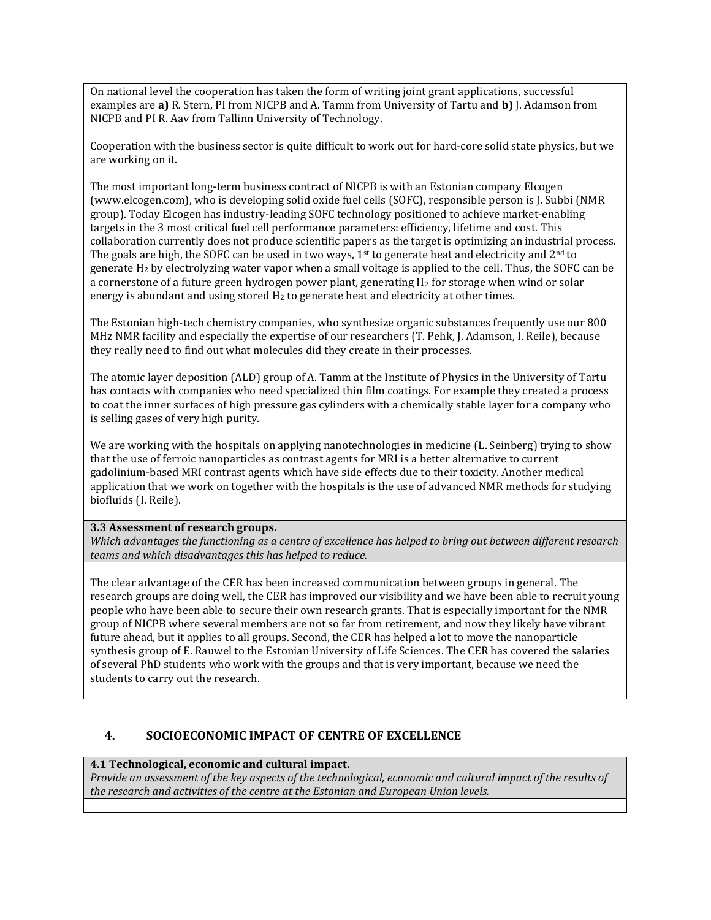On national level the cooperation has taken the form of writing joint grant applications, successful examples are **a)** R. Stern, PI from NICPB and A. Tamm from University of Tartu and **b)** J. Adamson from NICPB and PI R. Aav from Tallinn University of Technology.

Cooperation with the business sector is quite difficult to work out for hard-core solid state physics, but we are working on it.

The most important long-term business contract of NICPB is with an Estonian company Elcogen (www.elcogen.com), who is developing solid oxide fuel cells (SOFC), responsible person is J. Subbi (NMR group). Today Elcogen has industry-leading SOFC technology positioned to achieve market-enabling targets in the 3 most critical fuel cell performance parameters: efficiency, lifetime and cost. This collaboration currently does not produce scientific papers as the target is optimizing an industrial process. The goals are high, the SOFC can be used in two ways, 1st to generate heat and electricity and 2nd to generate $H_2$ by electrolyzing water vapor when a small voltage is applied to the cell. Thus, the SOFC can be a cornerstone of a future green hydrogen power plant, generating $H_2$ for storage when wind or solar energy is abundant and using stored $H_2$ to generate heat and electricity at other times.

The Estonian high-tech chemistry companies, who synthesize organic substances frequently use our 800 MHz NMR facility and especially the expertise of our researchers (T. Pehk, J. Adamson, I. Reile), because they really need to find out what molecules did they create in their processes.

The atomic layer deposition (ALD) group of A. Tamm at the Institute of Physics in the University of Tartu has contacts with companies who need specialized thin film coatings. For example they created a process to coat the inner surfaces of high pressure gas cylinders with a chemically stable layer for a company who is selling gases of very high purity.

We are working with the hospitals on applying nanotechnologies in medicine (L. Seinberg) trying to show that the use of ferroic nanoparticles as contrast agents for MRI is a better alternative to current gadolinium-based MRI contrast agents which have side effects due to their toxicity. Another medical application that we work on together with the hospitals is the use of advanced NMR methods for studying biofluids (I. Reile).

**3.3 Assessment of research groups.**

*Which advantages the functioning as a centre of excellence has helped to bring out between different research teams and which disadvantages this has helped to reduce.*

The clear advantage of the CER has been increased communication between groups in general. The research groups are doing well, the CER has improved our visibility and we have been able to recruit young people who have been able to secure their own research grants. That is especially important for the NMR group of NICPB where several members are not so far from retirement, and now they likely have vibrant future ahead, but it applies to all groups. Second, the CER has helped a lot to move the nanoparticle synthesis group of E. Rauwel to the Estonian University of Life Sciences. The CER has covered the salaries of several PhD students who work with the groups and that is very important, because we need the students to carry out the research.

## 4. SOCIOECONOMIC IMPACT OF CENTRE OF EXCELLENCE

**4.1 Technological, economic and cultural impact.**

*Provide an assessment of the key aspects of the technological, economic and cultural impact of the results of the research and activities of the centre at the Estonian and European Union levels.*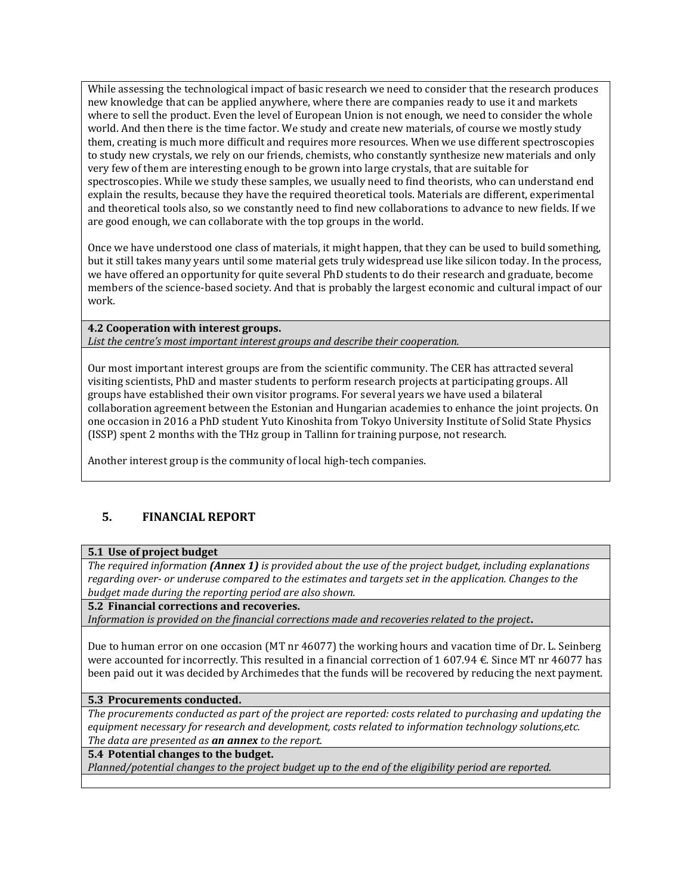While assessing the technological impact of basic research we need to consider that the research produces new knowledge that can be applied anywhere, where there are companies ready to use it and markets where to sell the product. Even the level of European Union is not enough, we need to consider the whole world. And then there is the time factor. We study and create new materials, of course we mostly study them, creating is much more difficult and requires more resources. When we use different spectroscopies to study new crystals, we rely on our friends, chemists, who constantly synthesize new materials and only very few of them are interesting enough to be grown into large crystals, that are suitable for spectroscopies. While we study these samples, we usually need to find theorists, who can understand end explain the results, because they have the required theoretical tools. Materials are different, experimental and theoretical tools also, so we constantly need to find new collaborations to advance to new fields. If we are good enough, we can collaborate with the top groups in the world.

Once we have understood one class of materials, it might happen, that they can be used to build something, but it still takes many years until some material gets truly widespread use like silicon today. In the process, we have offered an opportunity for quite several PhD students to do their research and graduate, become members of the science-based society. And that is probably the largest economic and cultural impact of our work.

**4.2 Cooperation with interest groups.**

*List the centre's most important interest groups and describe their cooperation.*

Our most important interest groups are from the scientific community. The CER has attracted several visiting scientists, PhD and master students to perform research projects at participating groups. All groups have established their own visitor programs. For several years we have used a bilateral collaboration agreement between the Estonian and Hungarian academies to enhance the joint projects. On one occasion in 2016 a PhD student Yuto Kinoshita from Tokyo University Institute of Solid State Physics (ISSP) spent 2 months with the THz group in Tallinn for training purpose, not research.

Another interest group is the community of local high-tech companies.

## 5. FINANCIAL REPORT

**5.1 Use of project budget**

*The required information **(Annex 1)** is provided about the use of the project budget, including explanations regarding over- or underuse compared to the estimates and targets set in the application. Changes to the budget made during the reporting period are also shown.*

**5.2 Financial corrections and recoveries.**

*Information is provided on the financial corrections made and recoveries related to the project***.**

Due to human error on one occasion (MT nr 46077) the working hours and vacation time of Dr. L. Seinberg were accounted for incorrectly. This resulted in a financial correction of 1 607.94 €. Since MT nr 46077 has been paid out it was decided by Archimedes that the funds will be recovered by reducing the next payment.

**5.3 Procurements conducted.**

*The procurements conducted as part of the project are reported: costs related to purchasing and updating the equipment necessary for research and development, costs related to information technology solutions,etc. The data are presented as **an annex** to the report.*

**5.4 Potential changes to the budget.**

*Planned/potential changes to the project budget up to the end of the eligibility period are reported.*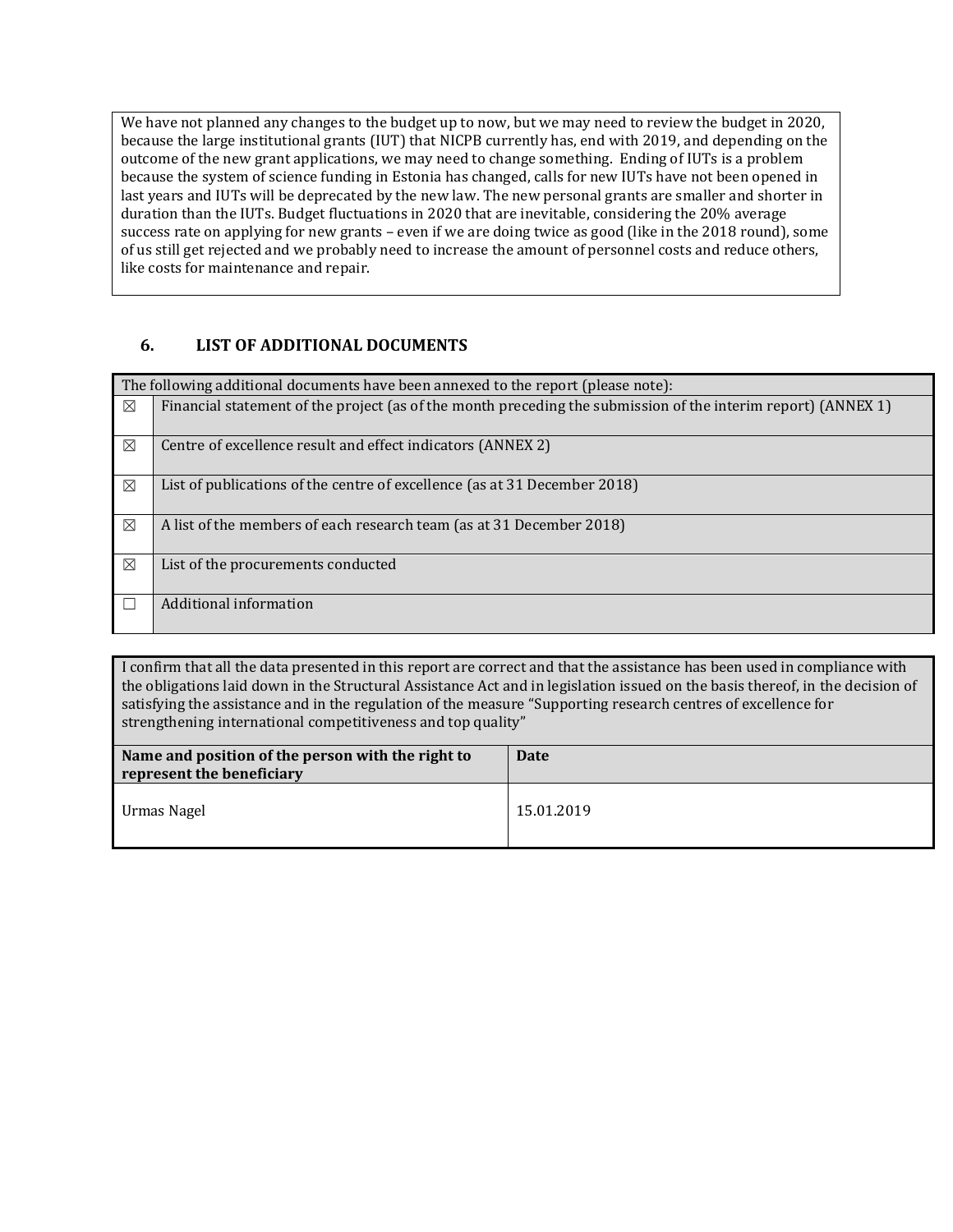We have not planned any changes to the budget up to now, but we may need to review the budget in 2020, because the large institutional grants (IUT) that NICPB currently has, end with 2019, and depending on the outcome of the new grant applications, we may need to change something. Ending of IUTs is a problem because the system of science funding in Estonia has changed, calls for new IUTs have not been opened in last years and IUTs will be deprecated by the new law. The new personal grants are smaller and shorter in duration than the IUTs. Budget fluctuations in 2020 that are inevitable, considering the 20% average success rate on applying for new grants – even if we are doing twice as good (like in the 2018 round), some of us still get rejected and we probably need to increase the amount of personnel costs and reduce others, like costs for maintenance and repair.

## 6. LIST OF ADDITIONAL DOCUMENTS

| The following additional documents have been annexed to the report (please note): | |
|---|---|
| ☒ | Financial statement of the project (as of the month preceding the submission of the interim report) (ANNEX 1) |
| ☒ | Centre of excellence result and effect indicators (ANNEX 2) |
| ☒ | List of publications of the centre of excellence (as at 31 December 2018) |
| ☒ | A list of the members of each research team (as at 31 December 2018) |
| ☒ | List of the procurements conducted |
| ☐ | Additional information |

I confirm that all the data presented in this report are correct and that the assistance has been used in compliance with the obligations laid down in the Structural Assistance Act and in legislation issued on the basis thereof, in the decision of satisfying the assistance and in the regulation of the measure "Supporting research centres of excellence for strengthening international competitiveness and top quality"

| **Name and position of the person with the right to represent the beneficiary** | **Date** |
|---|---|
| Urmas Nagel | 15.01.2019 |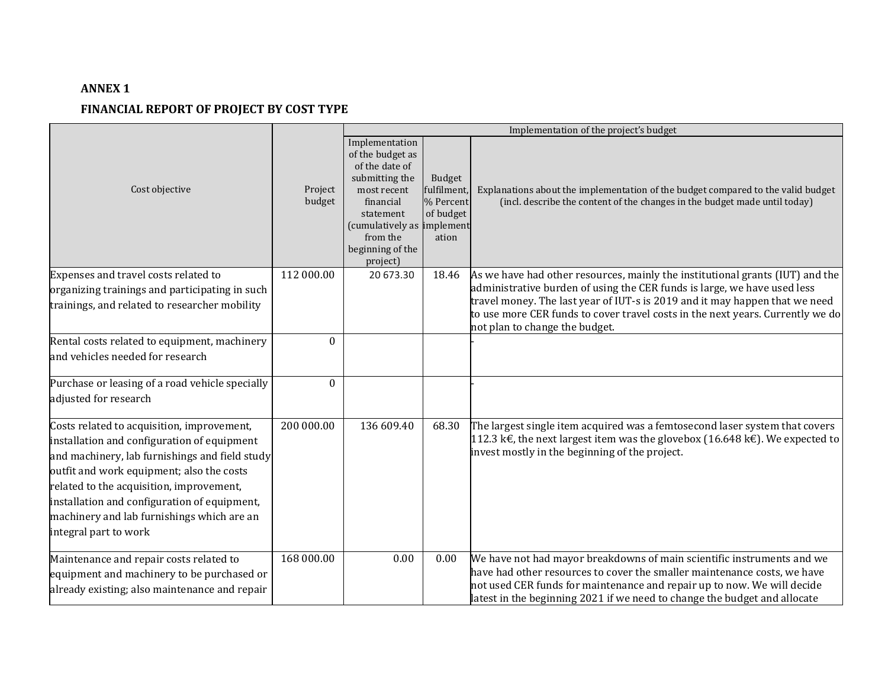**ANNEX 1**

**FINANCIAL REPORT OF PROJECT BY COST TYPE**

| Cost objective | Project budget | Implementation of the project's budget | | |
|---|---|---|---|---|
| | | Implementation of the budget as of the date of submitting the most recent financial statement (cumulatively as from the beginning of the project) | Budget fulfilment, % Percent of budget implementation | Explanations about the implementation of the budget compared to the valid budget (incl. describe the content of the changes in the budget made until today) |
| Expenses and travel costs related to organizing trainings and participating in such trainings, and related to researcher mobility | 112 000.00 | 20 673.30 | 18.46 | As we have had other resources, mainly the institutional grants (IUT) and the administrative burden of using the CER funds is large, we have used less travel money. The last year of IUT-s is 2019 and it may happen that we need to use more CER funds to cover travel costs in the next years. Currently we do not plan to change the budget. |
| Rental costs related to equipment, machinery and vehicles needed for research | 0 | | | - |
| Purchase or leasing of a road vehicle specially adjusted for research | 0 | | | - |
| Costs related to acquisition, improvement, installation and configuration of equipment and machinery, lab furnishings and field study outfit and work equipment; also the costs related to the acquisition, improvement, installation and configuration of equipment, machinery and lab furnishings which are an integral part to work | 200 000.00 | 136 609.40 | 68.30 | The largest single item acquired was a femtosecond laser system that covers 112.3 k€, the next largest item was the glovebox (16.648 k€). We expected to invest mostly in the beginning of the project. |
| Maintenance and repair costs related to equipment and machinery to be purchased or already existing; also maintenance and repair | 168 000.00 | 0.00 | 0.00 | We have not had mayor breakdowns of main scientific instruments and we have had other resources to cover the smaller maintenance costs, we have not used CER funds for maintenance and repair up to now. We will decide latest in the beginning 2021 if we need to change the budget and allocate |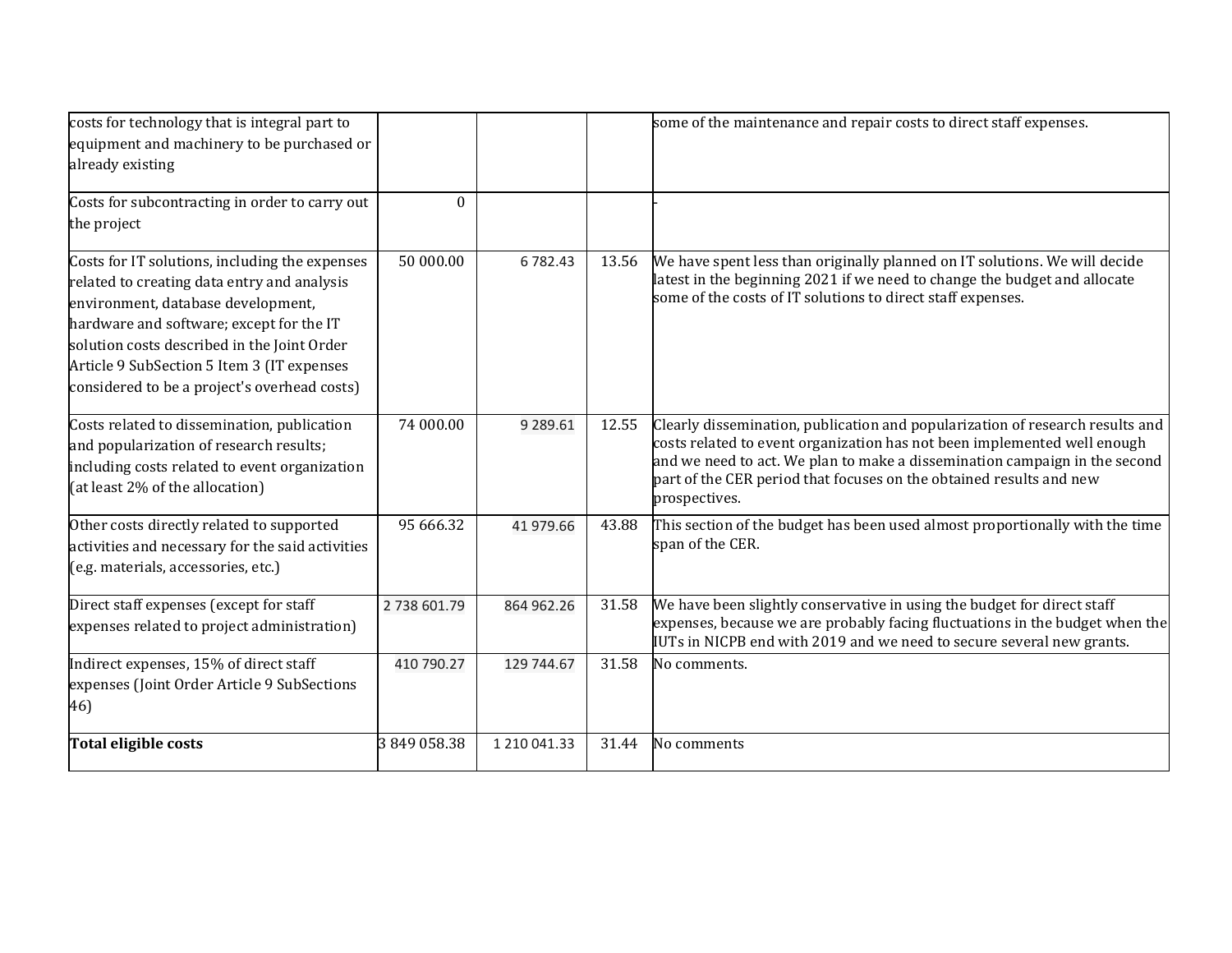| | | | | |
|---|---|---|---|---|
| costs for technology that is integral part to equipment and machinery to be purchased or already existing | | | | some of the maintenance and repair costs to direct staff expenses. |
| Costs for subcontracting in order to carry out the project | 0 | | | - |
| Costs for IT solutions, including the expenses related to creating data entry and analysis environment, database development, hardware and software; except for the IT solution costs described in the Joint Order Article 9 SubSection 5 Item 3 (IT expenses considered to be a project's overhead costs) | 50 000.00 | 6 782.43 | 13.56 | We have spent less than originally planned on IT solutions. We will decide latest in the beginning 2021 if we need to change the budget and allocate some of the costs of IT solutions to direct staff expenses. |
| Costs related to dissemination, publication and popularization of research results; including costs related to event organization (at least 2% of the allocation) | 74 000.00 | 9 289.61 | 12.55 | Clearly dissemination, publication and popularization of research results and costs related to event organization has not been implemented well enough and we need to act. We plan to make a dissemination campaign in the second part of the CER period that focuses on the obtained results and new prospectives. |
| Other costs directly related to supported activities and necessary for the said activities (e.g. materials, accessories, etc.) | 95 666.32 | 41 979.66 | 43.88 | This section of the budget has been used almost proportionally with the time span of the CER. |
| Direct staff expenses (except for staff expenses related to project administration) | 2 738 601.79 | 864 962.26 | 31.58 | We have been slightly conservative in using the budget for direct staff expenses, because we are probably facing fluctuations in the budget when the IUTs in NICPB end with 2019 and we need to secure several new grants. |
| Indirect expenses, 15% of direct staff expenses (Joint Order Article 9 SubSections 46) | 410 790.27 | 129 744.67 | 31.58 | No comments. |
| **Total eligible costs** | 3 849 058.38 | 1 210 041.33 | 31.44 | No comments |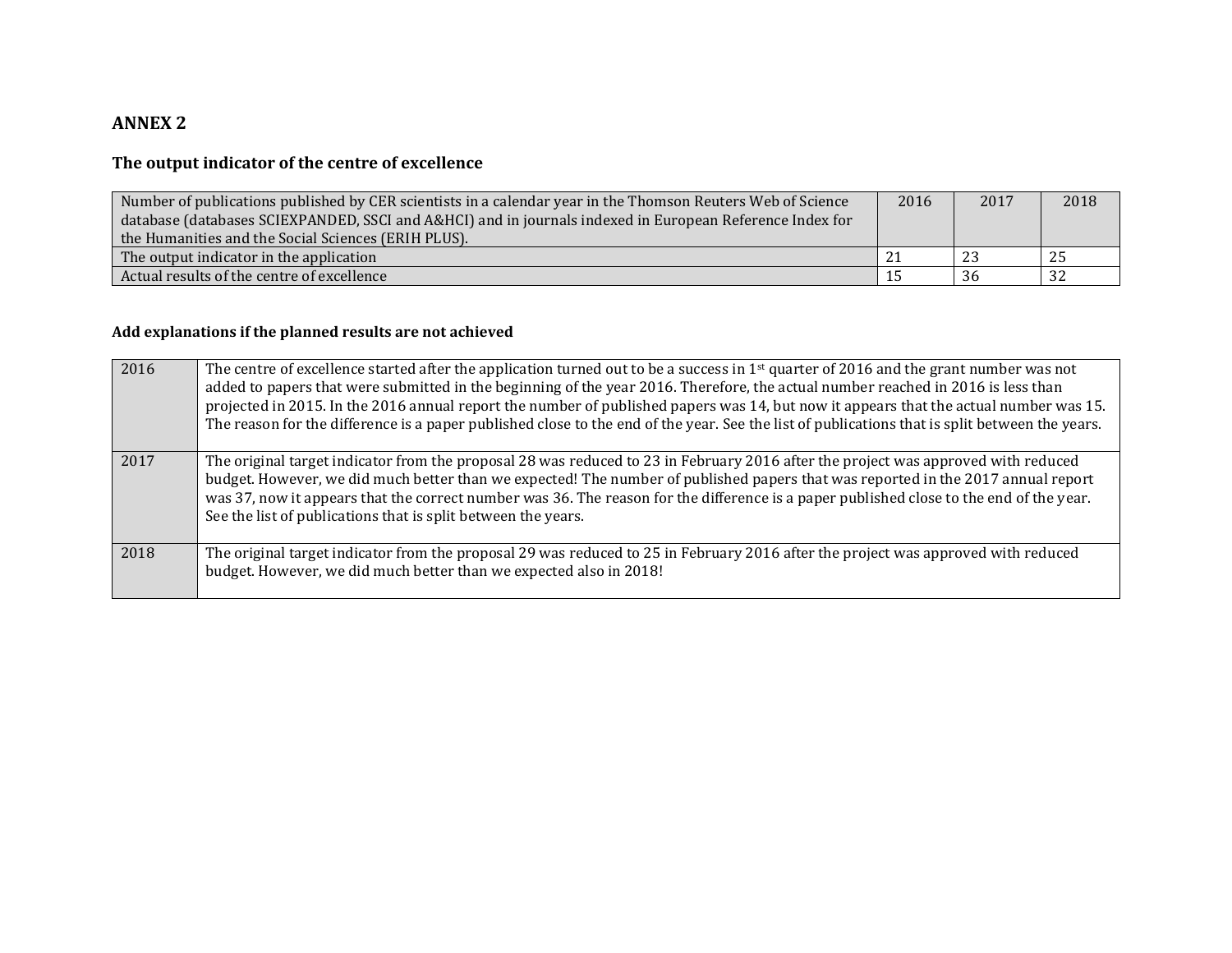## ANNEX 2

### The output indicator of the centre of excellence

| Number of publications published by CER scientists in a calendar year in the Thomson Reuters Web of Science database (databases SCIEXPANDED, SSCI and A&HCI) and in journals indexed in European Reference Index for the Humanities and the Social Sciences (ERIH PLUS). | 2016 | 2017 | 2018 |
|---|---|---|---|
| The output indicator in the application | 21 | 23 | 25 |
| Actual results of the centre of excellence | 15 | 36 | 32 |

### Add explanations if the planned results are not achieved

| | |
|---|---|
| 2016 | The centre of excellence started after the application turned out to be a success in 1st quarter of 2016 and the grant number was not added to papers that were submitted in the beginning of the year 2016. Therefore, the actual number reached in 2016 is less than projected in 2015. In the 2016 annual report the number of published papers was 14, but now it appears that the actual number was 15. The reason for the difference is a paper published close to the end of the year. See the list of publications that is split between the years. |
| 2017 | The original target indicator from the proposal 28 was reduced to 23 in February 2016 after the project was approved with reduced budget. However, we did much better than we expected! The number of published papers that was reported in the 2017 annual report was 37, now it appears that the correct number was 36. The reason for the difference is a paper published close to the end of the year. See the list of publications that is split between the years. |
| 2018 | The original target indicator from the proposal 29 was reduced to 25 in February 2016 after the project was approved with reduced budget. However, we did much better than we expected also in 2018! |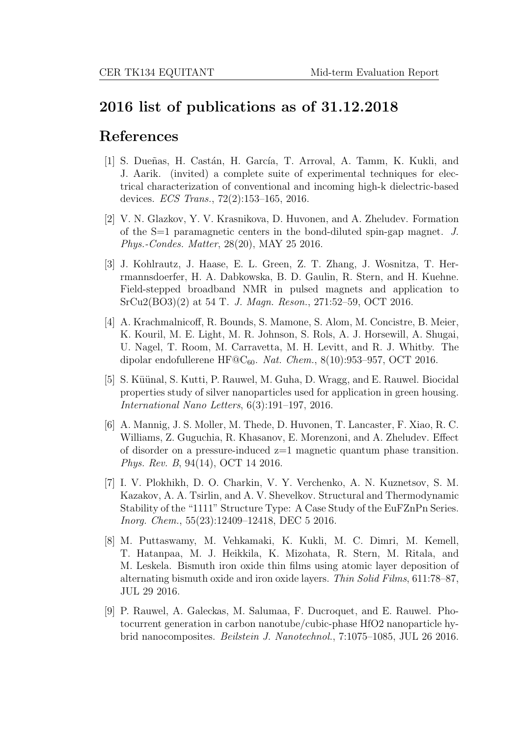## 2016 list of publications as of 31.12.2018

## References

[1] S. Dueñas, H. Castán, H. García, T. Arroval, A. Tamm, K. Kukli, and J. Aarik. (invited) a complete suite of experimental techniques for electrical characterization of conventional and incoming high-k dielectric-based devices. *ECS Trans.*, 72(2):153–165, 2016.

[2] V. N. Glazkov, Y. V. Krasnikova, D. Huvonen, and A. Zheludev. Formation of the S=1 paramagnetic centers in the bond-diluted spin-gap magnet. *J. Phys.-Condes. Matter*, 28(20), MAY 25 2016.

[3] J. Kohlrautz, J. Haase, E. L. Green, Z. T. Zhang, J. Wosnitza, T. Herrmannsdoerfer, H. A. Dabkowska, B. D. Gaulin, R. Stern, and H. Kuehne. Field-stepped broadband NMR in pulsed magnets and application to SrCu2(BO3)(2) at 54 T. *J. Magn. Reson.*, 271:52–59, OCT 2016.

[4] A. Krachmalnicoff, R. Bounds, S. Mamone, S. Alom, M. Concistre, B. Meier, K. Kouril, M. E. Light, M. R. Johnson, S. Rols, A. J. Horsewill, A. Shugai, U. Nagel, T. Room, M. Carravetta, M. H. Levitt, and R. J. Whitby. The dipolar endofullerene HF@$C_{60}$. *Nat. Chem.*, 8(10):953–957, OCT 2016.

[5] S. Küünal, S. Kutti, P. Rauwel, M. Guha, D. Wragg, and E. Rauwel. Biocidal properties study of silver nanoparticles used for application in green housing. *International Nano Letters*, 6(3):191–197, 2016.

[6] A. Mannig, J. S. Moller, M. Thede, D. Huvonen, T. Lancaster, F. Xiao, R. C. Williams, Z. Guguchia, R. Khasanov, E. Morenzoni, and A. Zheludev. Effect of disorder on a pressure-induced z=1 magnetic quantum phase transition. *Phys. Rev. B*, 94(14), OCT 14 2016.

[7] I. V. Plokhikh, D. O. Charkin, V. Y. Verchenko, A. N. Kuznetsov, S. M. Kazakov, A. A. Tsirlin, and A. V. Shevelkov. Structural and Thermodynamic Stability of the "1111" Structure Type: A Case Study of the EuFZnPn Series. *Inorg. Chem.*, 55(23):12409–12418, DEC 5 2016.

[8] M. Puttaswamy, M. Vehkamaki, K. Kukli, M. C. Dimri, M. Kemell, T. Hatanpaa, M. J. Heikkila, K. Mizohata, R. Stern, M. Ritala, and M. Leskela. Bismuth iron oxide thin films using atomic layer deposition of alternating bismuth oxide and iron oxide layers. *Thin Solid Films*, 611:78–87, JUL 29 2016.

[9] P. Rauwel, A. Galeckas, M. Salumaa, F. Ducroquet, and E. Rauwel. Photocurrent generation in carbon nanotube/cubic-phase HfO2 nanoparticle hybrid nanocomposites. *Beilstein J. Nanotechnol.*, 7:1075–1085, JUL 26 2016.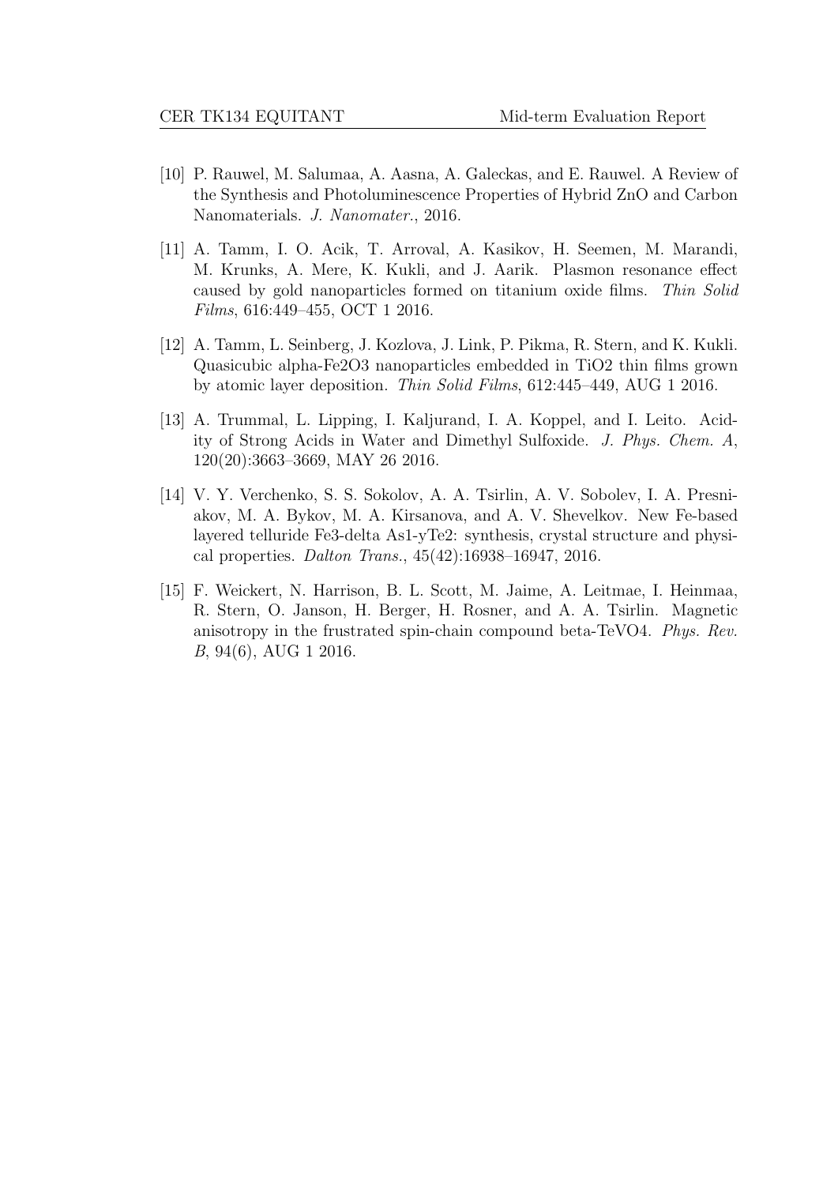[10] P. Rauwel, M. Salumaa, A. Aasna, A. Galeckas, and E. Rauwel. A Review of the Synthesis and Photoluminescence Properties of Hybrid ZnO and Carbon Nanomaterials. *J. Nanomater.*, 2016.

[11] A. Tamm, I. O. Acik, T. Arroval, A. Kasikov, H. Seemen, M. Marandi, M. Krunks, A. Mere, K. Kukli, and J. Aarik. Plasmon resonance effect caused by gold nanoparticles formed on titanium oxide films. *Thin Solid Films*, 616:449–455, OCT 1 2016.

[12] A. Tamm, L. Seinberg, J. Kozlova, J. Link, P. Pikma, R. Stern, and K. Kukli. Quasicubic alpha-Fe2O3 nanoparticles embedded in TiO2 thin films grown by atomic layer deposition. *Thin Solid Films*, 612:445–449, AUG 1 2016.

[13] A. Trummal, L. Lipping, I. Kaljurand, I. A. Koppel, and I. Leito. Acidity of Strong Acids in Water and Dimethyl Sulfoxide. *J. Phys. Chem. A*, 120(20):3663–3669, MAY 26 2016.

[14] V. Y. Verchenko, S. S. Sokolov, A. A. Tsirlin, A. V. Sobolev, I. A. Presniakov, M. A. Bykov, M. A. Kirsanova, and A. V. Shevelkov. New Fe-based layered telluride Fe3-delta As1-yTe2: synthesis, crystal structure and physical properties. *Dalton Trans.*, 45(42):16938–16947, 2016.

[15] F. Weickert, N. Harrison, B. L. Scott, M. Jaime, A. Leitmae, I. Heinmaa, R. Stern, O. Janson, H. Berger, H. Rosner, and A. A. Tsirlin. Magnetic anisotropy in the frustrated spin-chain compound beta-TeVO4. *Phys. Rev. B*, 94(6), AUG 1 2016.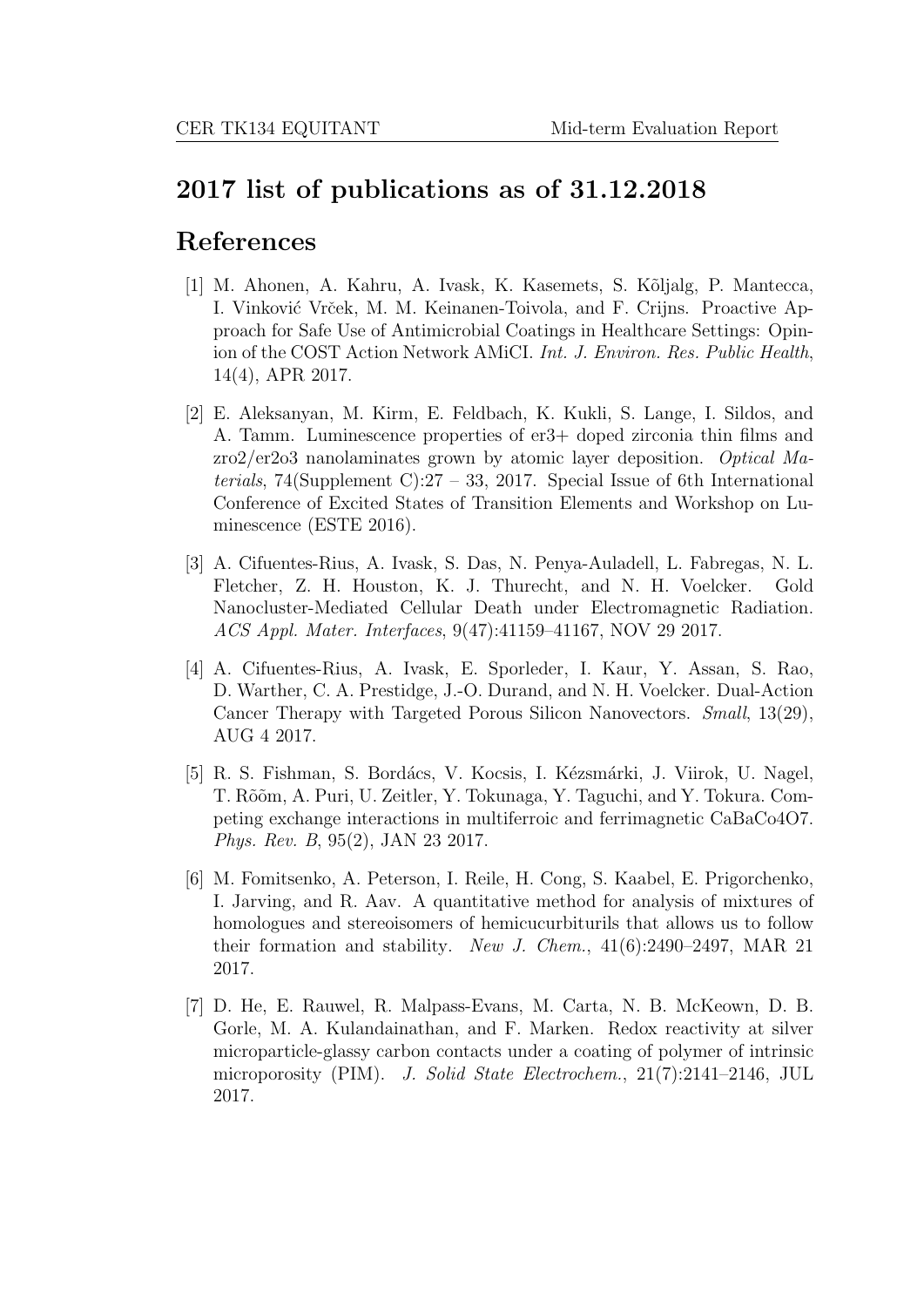## 2017 list of publications as of 31.12.2018

## References

[1] M. Ahonen, A. Kahru, A. Ivask, K. Kasemets, S. Kõljalg, P. Mantecca, I. Vinković Vrček, M. M. Keinanen-Toivola, and F. Crijns. Proactive Approach for Safe Use of Antimicrobial Coatings in Healthcare Settings: Opinion of the COST Action Network AMiCI. *Int. J. Environ. Res. Public Health*, 14(4), APR 2017.

[2] E. Aleksanyan, M. Kirm, E. Feldbach, K. Kukli, S. Lange, I. Sildos, and A. Tamm. Luminescence properties of er3+ doped zirconia thin films and zro2/er2o3 nanolaminates grown by atomic layer deposition. *Optical Materials*, 74(Supplement C):27 – 33, 2017. Special Issue of 6th International Conference of Excited States of Transition Elements and Workshop on Luminescence (ESTE 2016).

[3] A. Cifuentes-Rius, A. Ivask, S. Das, N. Penya-Auladell, L. Fabregas, N. L. Fletcher, Z. H. Houston, K. J. Thurecht, and N. H. Voelcker. Gold Nanocluster-Mediated Cellular Death under Electromagnetic Radiation. *ACS Appl. Mater. Interfaces*, 9(47):41159–41167, NOV 29 2017.

[4] A. Cifuentes-Rius, A. Ivask, E. Sporleder, I. Kaur, Y. Assan, S. Rao, D. Warther, C. A. Prestidge, J.-O. Durand, and N. H. Voelcker. Dual-Action Cancer Therapy with Targeted Porous Silicon Nanovectors. *Small*, 13(29), AUG 4 2017.

[5] R. S. Fishman, S. Bordács, V. Kocsis, I. Kézsmárki, J. Viirok, U. Nagel, T. Rõõm, A. Puri, U. Zeitler, Y. Tokunaga, Y. Taguchi, and Y. Tokura. Competing exchange interactions in multiferroic and ferrimagnetic CaBaCo4O7. *Phys. Rev. B*, 95(2), JAN 23 2017.

[6] M. Fomitsenko, A. Peterson, I. Reile, H. Cong, S. Kaabel, E. Prigorchenko, I. Jarving, and R. Aav. A quantitative method for analysis of mixtures of homologues and stereoisomers of hemicucurbiturils that allows us to follow their formation and stability. *New J. Chem.*, 41(6):2490–2497, MAR 21 2017.

[7] D. He, E. Rauwel, R. Malpass-Evans, M. Carta, N. B. McKeown, D. B. Gorle, M. A. Kulandainathan, and F. Marken. Redox reactivity at silver microparticle-glassy carbon contacts under a coating of polymer of intrinsic microporosity (PIM). *J. Solid State Electrochem.*, 21(7):2141–2146, JUL 2017.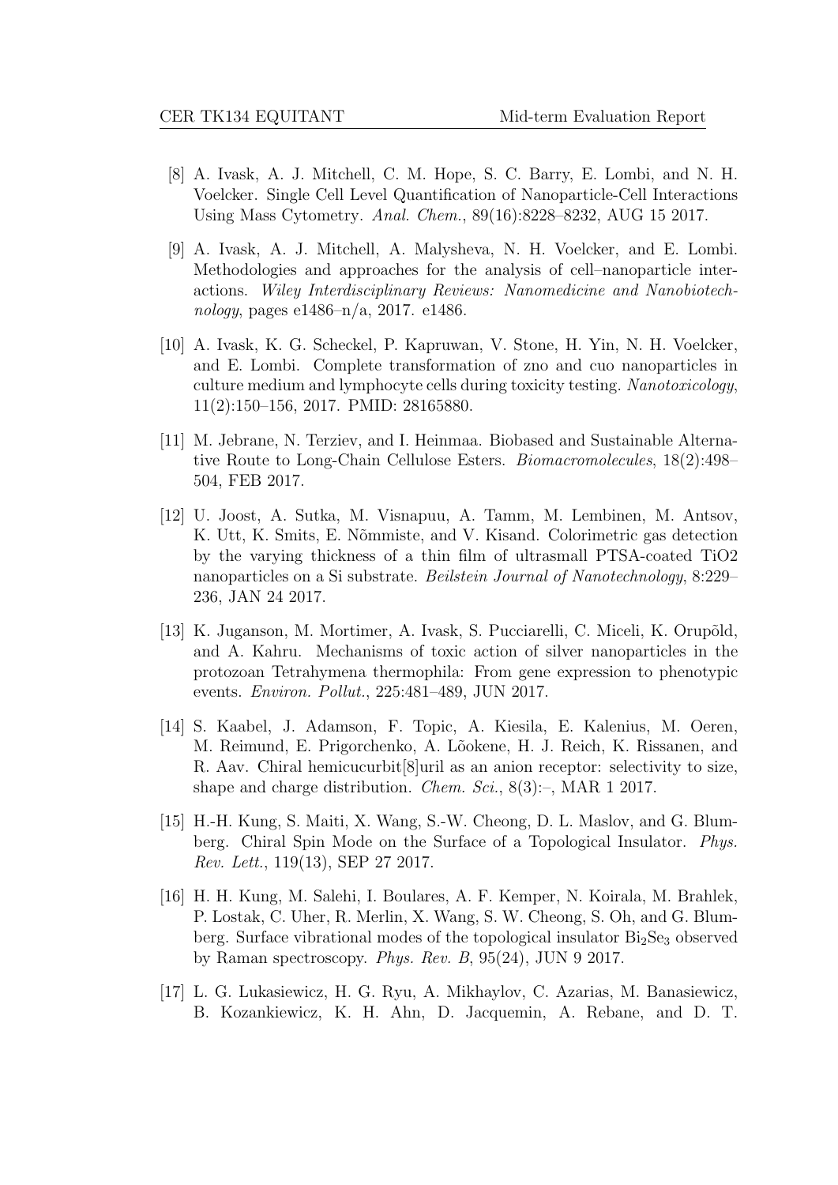[8] A. Ivask, A. J. Mitchell, C. M. Hope, S. C. Barry, E. Lombi, and N. H. Voelcker. Single Cell Level Quantification of Nanoparticle-Cell Interactions Using Mass Cytometry. *Anal. Chem.*, 89(16):8228–8232, AUG 15 2017.

[9] A. Ivask, A. J. Mitchell, A. Malysheva, N. H. Voelcker, and E. Lombi. Methodologies and approaches for the analysis of cell–nanoparticle interactions. *Wiley Interdisciplinary Reviews: Nanomedicine and Nanobiotechnology*, pages e1486–n/a, 2017. e1486.

[10] A. Ivask, K. G. Scheckel, P. Kapruwan, V. Stone, H. Yin, N. H. Voelcker, and E. Lombi. Complete transformation of zno and cuo nanoparticles in culture medium and lymphocyte cells during toxicity testing. *Nanotoxicology*, 11(2):150–156, 2017. PMID: 28165880.

[11] M. Jebrane, N. Terziev, and I. Heinmaa. Biobased and Sustainable Alternative Route to Long-Chain Cellulose Esters. *Biomacromolecules*, 18(2):498–504, FEB 2017.

[12] U. Joost, A. Sutka, M. Visnapuu, A. Tamm, M. Lembinen, M. Antsov, K. Utt, K. Smits, E. Nõmmiste, and V. Kisand. Colorimetric gas detection by the varying thickness of a thin film of ultrasmall PTSA-coated TiO2 nanoparticles on a Si substrate. *Beilstein Journal of Nanotechnology*, 8:229–236, JAN 24 2017.

[13] K. Juganson, M. Mortimer, A. Ivask, S. Pucciarelli, C. Miceli, K. Orupõld, and A. Kahru. Mechanisms of toxic action of silver nanoparticles in the protozoan Tetrahymena thermophila: From gene expression to phenotypic events. *Environ. Pollut.*, 225:481–489, JUN 2017.

[14] S. Kaabel, J. Adamson, F. Topic, A. Kiesila, E. Kalenius, M. Oeren, M. Reimund, E. Prigorchenko, A. Lõokene, H. J. Reich, K. Rissanen, and R. Aav. Chiral hemicucurbit[8]uril as an anion receptor: selectivity to size, shape and charge distribution. *Chem. Sci.*, 8(3):–, MAR 1 2017.

[15] H.-H. Kung, S. Maiti, X. Wang, S.-W. Cheong, D. L. Maslov, and G. Blumberg. Chiral Spin Mode on the Surface of a Topological Insulator. *Phys. Rev. Lett.*, 119(13), SEP 27 2017.

[16] H. H. Kung, M. Salehi, I. Boulares, A. F. Kemper, N. Koirala, M. Brahlek, P. Lostak, C. Uher, R. Merlin, X. Wang, S. W. Cheong, S. Oh, and G. Blumberg. Surface vibrational modes of the topological insulator $Bi_2Se_3$ observed by Raman spectroscopy. *Phys. Rev. B*, 95(24), JUN 9 2017.

[17] L. G. Lukasiewicz, H. G. Ryu, A. Mikhaylov, C. Azarias, M. Banasiewicz, B. Kozankiewicz, K. H. Ahn, D. Jacquemin, A. Rebane, and D. T.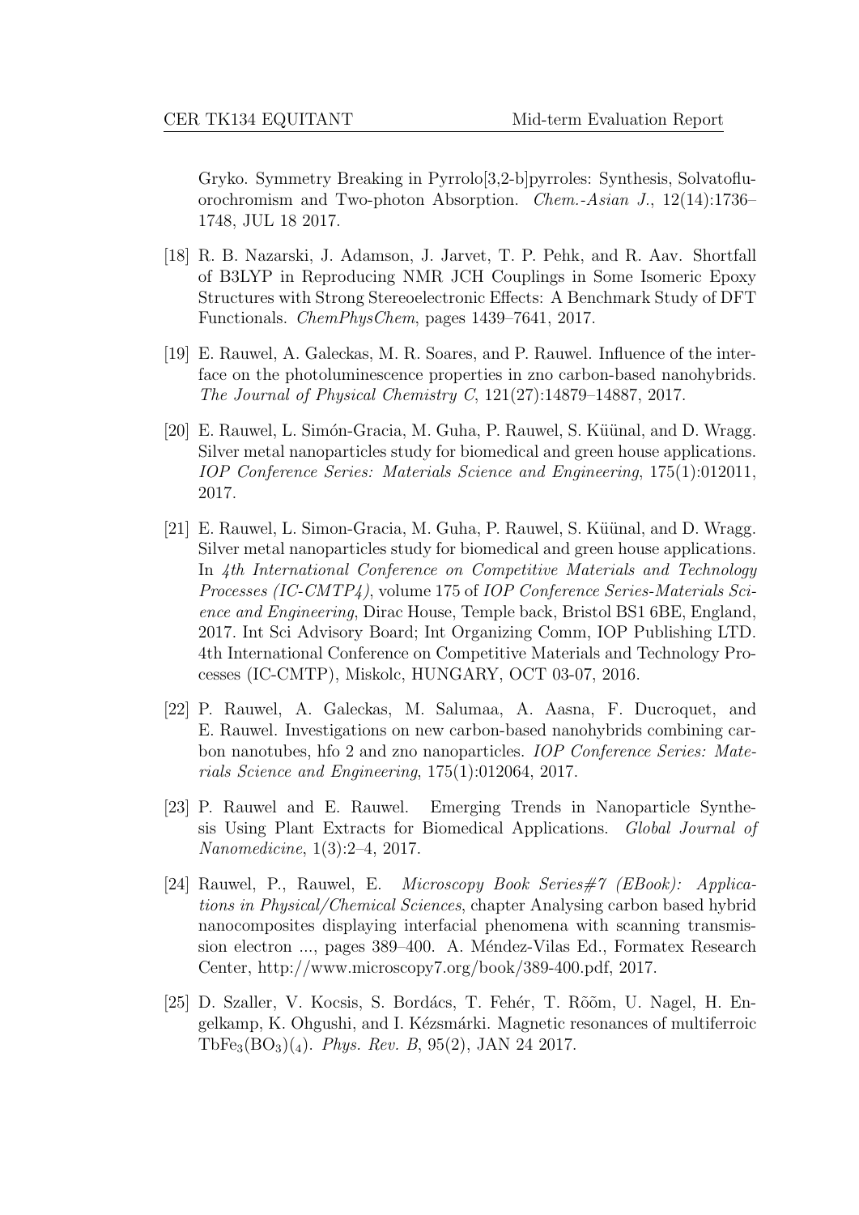Gryko. Symmetry Breaking in Pyrrolo[3,2-b]pyrroles: Synthesis, Solvatofluorochromism and Two-photon Absorption. *Chem.-Asian J.*, 12(14):1736–1748, JUL 18 2017.

[18] R. B. Nazarski, J. Adamson, J. Jarvet, T. P. Pehk, and R. Aav. Shortfall of B3LYP in Reproducing NMR JCH Couplings in Some Isomeric Epoxy Structures with Strong Stereoelectronic Effects: A Benchmark Study of DFT Functionals. *ChemPhysChem*, pages 1439–7641, 2017.

[19] E. Rauwel, A. Galeckas, M. R. Soares, and P. Rauwel. Influence of the interface on the photoluminescence properties in zno carbon-based nanohybrids. *The Journal of Physical Chemistry C*, 121(27):14879–14887, 2017.

[20] E. Rauwel, L. Simón-Gracia, M. Guha, P. Rauwel, S. Küünal, and D. Wragg. Silver metal nanoparticles study for biomedical and green house applications. *IOP Conference Series: Materials Science and Engineering*, 175(1):012011, 2017.

[21] E. Rauwel, L. Simon-Gracia, M. Guha, P. Rauwel, S. Küünal, and D. Wragg. Silver metal nanoparticles study for biomedical and green house applications. In *4th International Conference on Competitive Materials and Technology Processes (IC-CMTP4)*, volume 175 of *IOP Conference Series-Materials Science and Engineering*, Dirac House, Temple back, Bristol BS1 6BE, England, 2017. Int Sci Advisory Board; Int Organizing Comm, IOP Publishing LTD. 4th International Conference on Competitive Materials and Technology Processes (IC-CMTP), Miskolc, HUNGARY, OCT 03-07, 2016.

[22] P. Rauwel, A. Galeckas, M. Salumaa, A. Aasna, F. Ducroquet, and E. Rauwel. Investigations on new carbon-based nanohybrids combining carbon nanotubes, hfo 2 and zno nanoparticles. *IOP Conference Series: Materials Science and Engineering*, 175(1):012064, 2017.

[23] P. Rauwel and E. Rauwel. Emerging Trends in Nanoparticle Synthesis Using Plant Extracts for Biomedical Applications. *Global Journal of Nanomedicine*, 1(3):2–4, 2017.

[24] Rauwel, P., Rauwel, E. *Microscopy Book Series#7 (EBook): Applications in Physical/Chemical Sciences*, chapter Analysing carbon based hybrid nanocomposites displaying interfacial phenomena with scanning transmission electron ..., pages 389–400. A. Méndez-Vilas Ed., Formatex Research Center, http://www.microscopy7.org/book/389-400.pdf, 2017.

[25] D. Szaller, V. Kocsis, S. Bordács, T. Fehér, T. Rõõm, U. Nagel, H. Engelkamp, K. Ohgushi, and I. Kézsmárki. Magnetic resonances of multiferroic $TbFe_3(BO_3)_{(4)}$. *Phys. Rev. B*, 95(2), JAN 24 2017.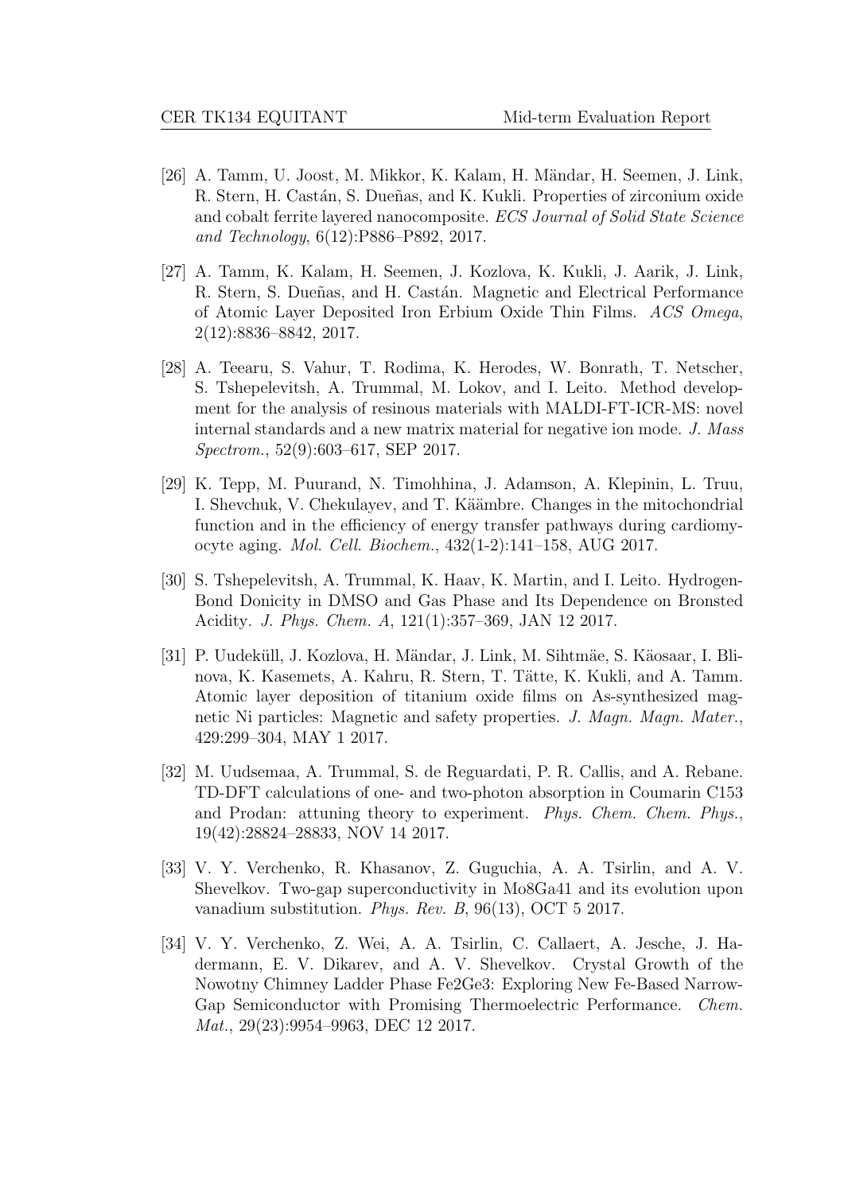[26] A. Tamm, U. Joost, M. Mikkor, K. Kalam, H. Mändar, H. Seemen, J. Link, R. Stern, H. Castán, S. Dueñas, and K. Kukli. Properties of zirconium oxide and cobalt ferrite layered nanocomposite. *ECS Journal of Solid State Science and Technology*, 6(12):P886–P892, 2017.

[27] A. Tamm, K. Kalam, H. Seemen, J. Kozlova, K. Kukli, J. Aarik, J. Link, R. Stern, S. Dueñas, and H. Castán. Magnetic and Electrical Performance of Atomic Layer Deposited Iron Erbium Oxide Thin Films. *ACS Omega*, 2(12):8836–8842, 2017.

[28] A. Teearu, S. Vahur, T. Rodima, K. Herodes, W. Bonrath, T. Netscher, S. Tshepelevitsh, A. Trummal, M. Lokov, and I. Leito. Method development for the analysis of resinous materials with MALDI-FT-ICR-MS: novel internal standards and a new matrix material for negative ion mode. *J. Mass Spectrom.*, 52(9):603–617, SEP 2017.

[29] K. Tepp, M. Puurand, N. Timohhina, J. Adamson, A. Klepinin, L. Truu, I. Shevchuk, V. Chekulayev, and T. Kaambre. Changes in the mitochondrial function and in the efficiency of energy transfer pathways during cardiomyocyte aging. *Mol. Cell. Biochem.*, 432(1-2):141–158, AUG 2017.

[30] S. Tshepelevitsh, A. Trummal, K. Haav, K. Martin, and I. Leito. Hydrogen-Bond Donicity in DMSO and Gas Phase and Its Dependence on Bronsted Acidity. *J. Phys. Chem. A*, 121(1):357–369, JAN 12 2017.

[31] P. Uudeküll, J. Kozlova, H. Mändar, J. Link, M. Sihtmäe, S. Käosaar, I. Blinova, K. Kasemets, A. Kahru, R. Stern, T. Tätte, K. Kukli, and A. Tamm. Atomic layer deposition of titanium oxide films on As-synthesized magnetic Ni particles: Magnetic and safety properties. *J. Magn. Magn. Mater.*, 429:299–304, MAY 1 2017.

[32] M. Uudsemaa, A. Trummal, S. de Reguardati, P. R. Callis, and A. Rebane. TD-DFT calculations of one- and two-photon absorption in Coumarin C153 and Prodan: attuning theory to experiment. *Phys. Chem. Chem. Phys.*, 19(42):28824–28833, NOV 14 2017.

[33] V. Y. Verchenko, R. Khasanov, Z. Guguchia, A. A. Tsirlin, and A. V. Shevelkov. Two-gap superconductivity in Mo8Ga41 and its evolution upon vanadium substitution. *Phys. Rev. B*, 96(13), OCT 5 2017.

[34] V. Y. Verchenko, Z. Wei, A. A. Tsirlin, C. Callaert, A. Jesche, J. Hadermann, E. V. Dikarev, and A. V. Shevelkov. Crystal Growth of the Nowotny Chimney Ladder Phase Fe2Ge3: Exploring New Fe-Based Narrow-Gap Semiconductor with Promising Thermoelectric Performance. *Chem. Mat.*, 29(23):9954–9963, DEC 12 2017.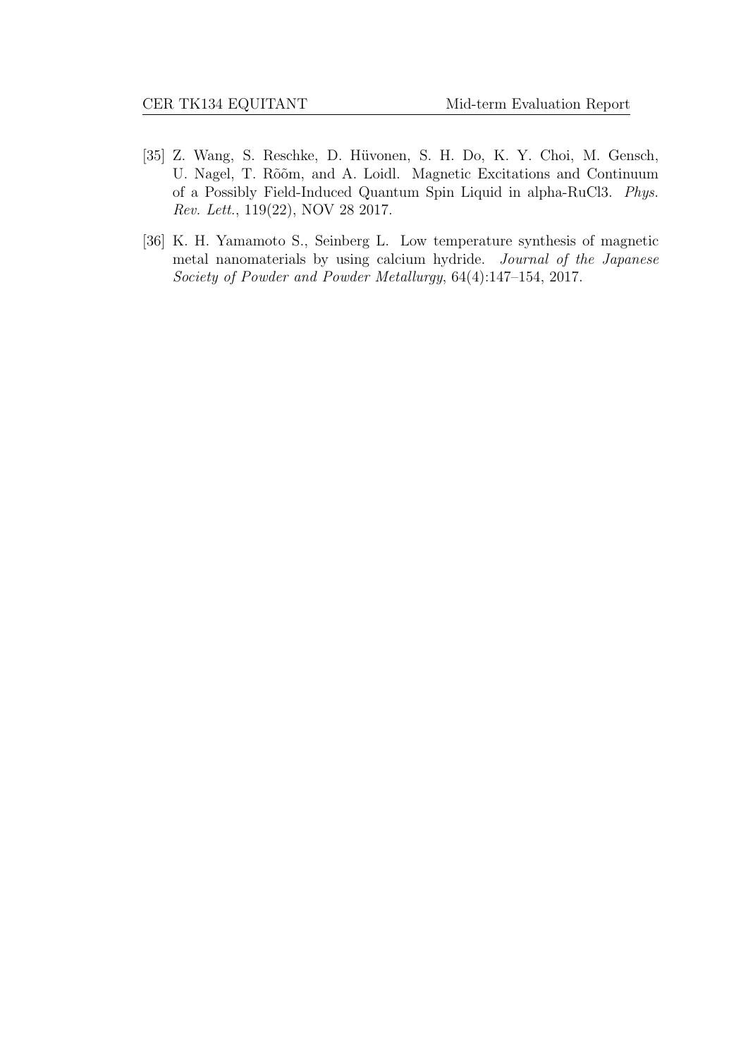[35] Z. Wang, S. Reschke, D. Hüvonen, S. H. Do, K. Y. Choi, M. Gensch, U. Nagel, T. Rõõm, and A. Loidl. Magnetic Excitations and Continuum of a Possibly Field-Induced Quantum Spin Liquid in alpha-RuCl3. *Phys. Rev. Lett.*, 119(22), NOV 28 2017.

[36] K. H. Yamamoto S., Seinberg L. Low temperature synthesis of magnetic metal nanomaterials by using calcium hydride. *Journal of the Japanese Society of Powder and Powder Metallurgy*, 64(4):147–154, 2017.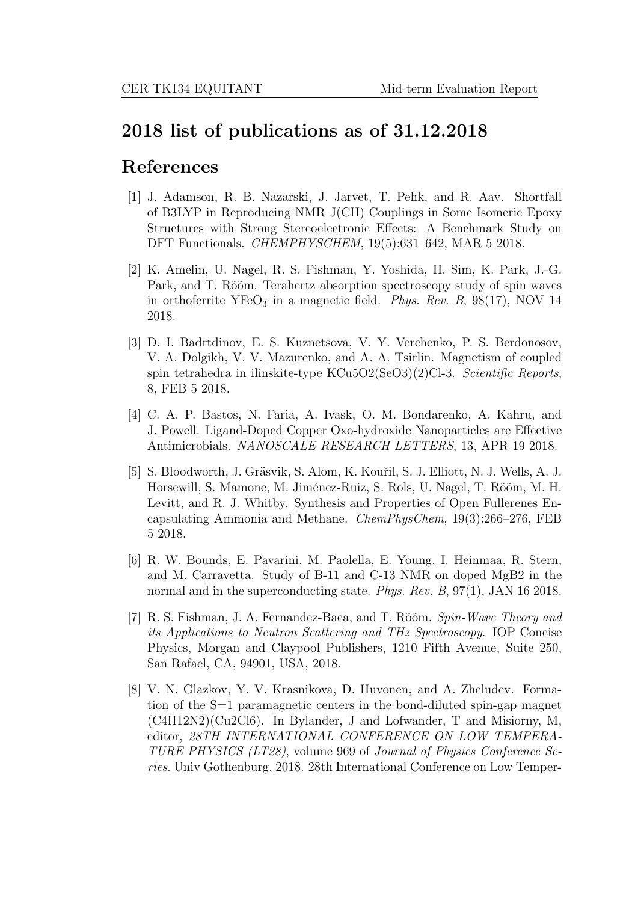## 2018 list of publications as of 31.12.2018

## References

[1] J. Adamson, R. B. Nazarski, J. Jarvet, T. Pehk, and R. Aav. Shortfall of B3LYP in Reproducing NMR J(CH) Couplings in Some Isomeric Epoxy Structures with Strong Stereoelectronic Effects: A Benchmark Study on DFT Functionals. *CHEMPHYSCHEM*, 19(5):631–642, MAR 5 2018.

[2] K. Amelin, U. Nagel, R. S. Fishman, Y. Yoshida, H. Sim, K. Park, J.-G. Park, and T. Rõõm. Terahertz absorption spectroscopy study of spin waves in orthoferrite $YFeO_3$ in a magnetic field. *Phys. Rev. B*, 98(17), NOV 14 2018.

[3] D. I. Badrtdinov, E. S. Kuznetsova, V. Y. Verchenko, P. S. Berdonosov, V. A. Dolgikh, V. V. Mazurenko, and A. A. Tsirlin. Magnetism of coupled spin tetrahedra in ilinskite-type KCu5O2(SeO3)(2)Cl-3. *Scientific Reports*, 8, FEB 5 2018.

[4] C. A. P. Bastos, N. Faria, A. Ivask, O. M. Bondarenko, A. Kahru, and J. Powell. Ligand-Doped Copper Oxo-hydroxide Nanoparticles are Effective Antimicrobials. *NANOSCALE RESEARCH LETTERS*, 13, APR 19 2018.

[5] S. Bloodworth, J. Gräsvik, S. Alom, K. Kouřil, S. J. Elliott, N. J. Wells, A. J. Horsewill, S. Mamone, M. Jiménez-Ruiz, S. Rols, U. Nagel, T. Rõõm, M. H. Levitt, and R. J. Whitby. Synthesis and Properties of Open Fullerenes Encapsulating Ammonia and Methane. *ChemPhysChem*, 19(3):266–276, FEB 5 2018.

[6] R. W. Bounds, E. Pavarini, M. Paolella, E. Young, I. Heinmaa, R. Stern, and M. Carravetta. Study of B-11 and C-13 NMR on doped MgB2 in the normal and in the superconducting state. *Phys. Rev. B*, 97(1), JAN 16 2018.

[7] R. S. Fishman, J. A. Fernandez-Baca, and T. Rõõm. *Spin-Wave Theory and its Applications to Neutron Scattering and THz Spectroscopy*. IOP Concise Physics, Morgan and Claypool Publishers, 1210 Fifth Avenue, Suite 250, San Rafael, CA, 94901, USA, 2018.

[8] V. N. Glazkov, Y. V. Krasnikova, D. Huvonen, and A. Zheludev. Formation of the S=1 paramagnetic centers in the bond-diluted spin-gap magnet (C4H12N2)(Cu2Cl6). In Bylander, J and Lofwander, T and Misiorny, M, editor, *28TH INTERNATIONAL CONFERENCE ON LOW TEMPERATURE PHYSICS (LT28)*, volume 969 of *Journal of Physics Conference Series*. Univ Gothenburg, 2018. 28th International Conference on Low Temper-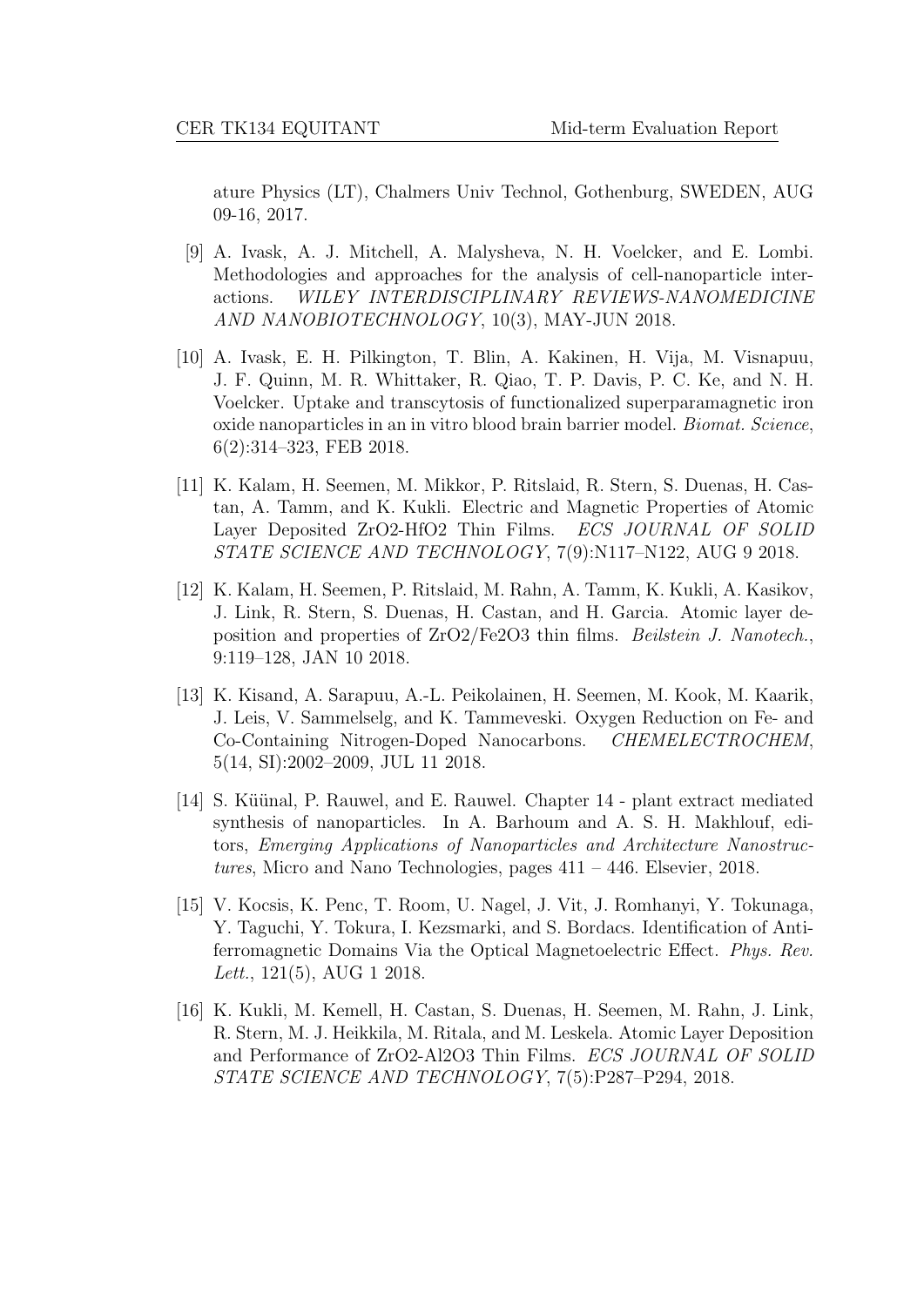ature Physics (LT), Chalmers Univ Technol, Gothenburg, SWEDEN, AUG 09-16, 2017.

[9] A. Ivask, A. J. Mitchell, A. Malysheva, N. H. Voelcker, and E. Lombi. Methodologies and approaches for the analysis of cell-nanoparticle interactions. *WILEY INTERDISCIPLINARY REVIEWS-NANOMEDICINE AND NANOBIOTECHNOLOGY*, 10(3), MAY-JUN 2018.

[10] A. Ivask, E. H. Pilkington, T. Blin, A. Kakinen, H. Vija, M. Visnapuu, J. F. Quinn, M. R. Whittaker, R. Qiao, T. P. Davis, P. C. Ke, and N. H. Voelcker. Uptake and transcytosis of functionalized superparamagnetic iron oxide nanoparticles in an in vitro blood brain barrier model. *Biomat. Science*, 6(2):314–323, FEB 2018.

[11] K. Kalam, H. Seemen, M. Mikkor, P. Ritslaid, R. Stern, S. Duenas, H. Castan, A. Tamm, and K. Kukli. Electric and Magnetic Properties of Atomic Layer Deposited ZrO2-HfO2 Thin Films. *ECS JOURNAL OF SOLID STATE SCIENCE AND TECHNOLOGY*, 7(9):N117–N122, AUG 9 2018.

[12] K. Kalam, H. Seemen, P. Ritslaid, M. Rahn, A. Tamm, K. Kukli, A. Kasikov, J. Link, R. Stern, S. Duenas, H. Castan, and H. Garcia. Atomic layer deposition and properties of ZrO2/Fe2O3 thin films. *Beilstein J. Nanotech.*, 9:119–128, JAN 10 2018.

[13] K. Kisand, A. Sarapuu, A.-L. Peikolainen, H. Seemen, M. Kook, M. Kaarik, J. Leis, V. Sammelselg, and K. Tammeveski. Oxygen Reduction on Fe- and Co-Containing Nitrogen-Doped Nanocarbons. *CHEMELECTROCHEM*, 5(14, SI):2002–2009, JUL 11 2018.

[14] S. Küünal, P. Rauwel, and E. Rauwel. Chapter 14 - plant extract mediated synthesis of nanoparticles. In A. Barhoum and A. S. H. Makhlouf, editors, *Emerging Applications of Nanoparticles and Architecture Nanostructures*, Micro and Nano Technologies, pages 411 – 446. Elsevier, 2018.

[15] V. Kocsis, K. Penc, T. Room, U. Nagel, J. Vit, J. Romhanyi, Y. Tokunaga, Y. Taguchi, Y. Tokura, I. Kezsmarki, and S. Bordacs. Identification of Antiferromagnetic Domains Via the Optical Magnetoelectric Effect. *Phys. Rev. Lett.*, 121(5), AUG 1 2018.

[16] K. Kukli, M. Kemell, H. Castan, S. Duenas, H. Seemen, M. Rahn, J. Link, R. Stern, M. J. Heikkila, M. Ritala, and M. Leskela. Atomic Layer Deposition and Performance of ZrO2-Al2O3 Thin Films. *ECS JOURNAL OF SOLID STATE SCIENCE AND TECHNOLOGY*, 7(5):P287–P294, 2018.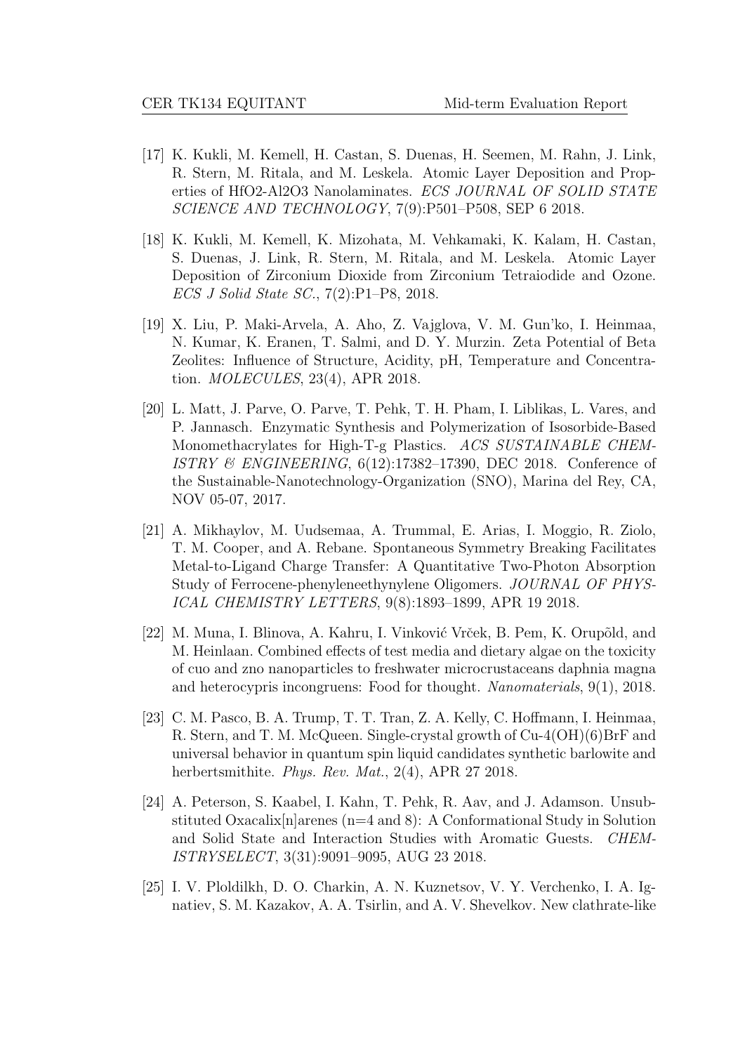[17] K. Kukli, M. Kemell, H. Castan, S. Duenas, H. Seemen, M. Rahn, J. Link, R. Stern, M. Ritala, and M. Leskela. Atomic Layer Deposition and Properties of HfO2-Al2O3 Nanolaminates. *ECS JOURNAL OF SOLID STATE SCIENCE AND TECHNOLOGY*, 7(9):P501–P508, SEP 6 2018.

[18] K. Kukli, M. Kemell, K. Mizohata, M. Vehkamaki, K. Kalam, H. Castan, S. Duenas, J. Link, R. Stern, M. Ritala, and M. Leskela. Atomic Layer Deposition of Zirconium Dioxide from Zirconium Tetraiodide and Ozone. *ECS J Solid State SC.*, 7(2):P1–P8, 2018.

[19] X. Liu, P. Maki-Arvela, A. Aho, Z. Vajglova, V. M. Gun'ko, I. Heinmaa, N. Kumar, K. Eranen, T. Salmi, and D. Y. Murzin. Zeta Potential of Beta Zeolites: Influence of Structure, Acidity, pH, Temperature and Concentration. *MOLECULES*, 23(4), APR 2018.

[20] L. Matt, J. Parve, O. Parve, T. Pehk, T. H. Pham, I. Liblikas, L. Vares, and P. Jannasch. Enzymatic Synthesis and Polymerization of Isosorbide-Based Monomethacrylates for High-T-g Plastics. *ACS SUSTAINABLE CHEMISTRY & ENGINEERING*, 6(12):17382–17390, DEC 2018. Conference of the Sustainable-Nanotechnology-Organization (SNO), Marina del Rey, CA, NOV 05-07, 2017.

[21] A. Mikhaylov, M. Uudsemaa, A. Trummal, E. Arias, I. Moggio, R. Ziolo, T. M. Cooper, and A. Rebane. Spontaneous Symmetry Breaking Facilitates Metal-to-Ligand Charge Transfer: A Quantitative Two-Photon Absorption Study of Ferrocene-phenyleneethynylene Oligomers. *JOURNAL OF PHYSICAL CHEMISTRY LETTERS*, 9(8):1893–1899, APR 19 2018.

[22] M. Muna, I. Blinova, A. Kahru, I. Vinković Vrček, B. Pem, K. Orupõld, and M. Heinlaan. Combined effects of test media and dietary algae on the toxicity of cuo and zno nanoparticles to freshwater microcrustaceans daphnia magna and heterocypris incongruens: Food for thought. *Nanomaterials*, 9(1), 2018.

[23] C. M. Pasco, B. A. Trump, T. T. Tran, Z. A. Kelly, C. Hoffmann, I. Heinmaa, R. Stern, and T. M. McQueen. Single-crystal growth of Cu-4(OH)(6)BrF and universal behavior in quantum spin liquid candidates synthetic barlowite and herbertsmithite. *Phys. Rev. Mat.*, 2(4), APR 27 2018.

[24] A. Peterson, S. Kaabel, I. Kahn, T. Pehk, R. Aav, and J. Adamson. Unsubstituted Oxacalix[n]arenes (n=4 and 8): A Conformational Study in Solution and Solid State and Interaction Studies with Aromatic Guests. *CHEMISTRYSELECT*, 3(31):9091–9095, AUG 23 2018.

[25] I. V. Ploldilkh, D. O. Charkin, A. N. Kuznetsov, V. Y. Verchenko, I. A. Ignatiev, S. M. Kazakov, A. A. Tsirlin, and A. V. Shevelkov. New clathrate-like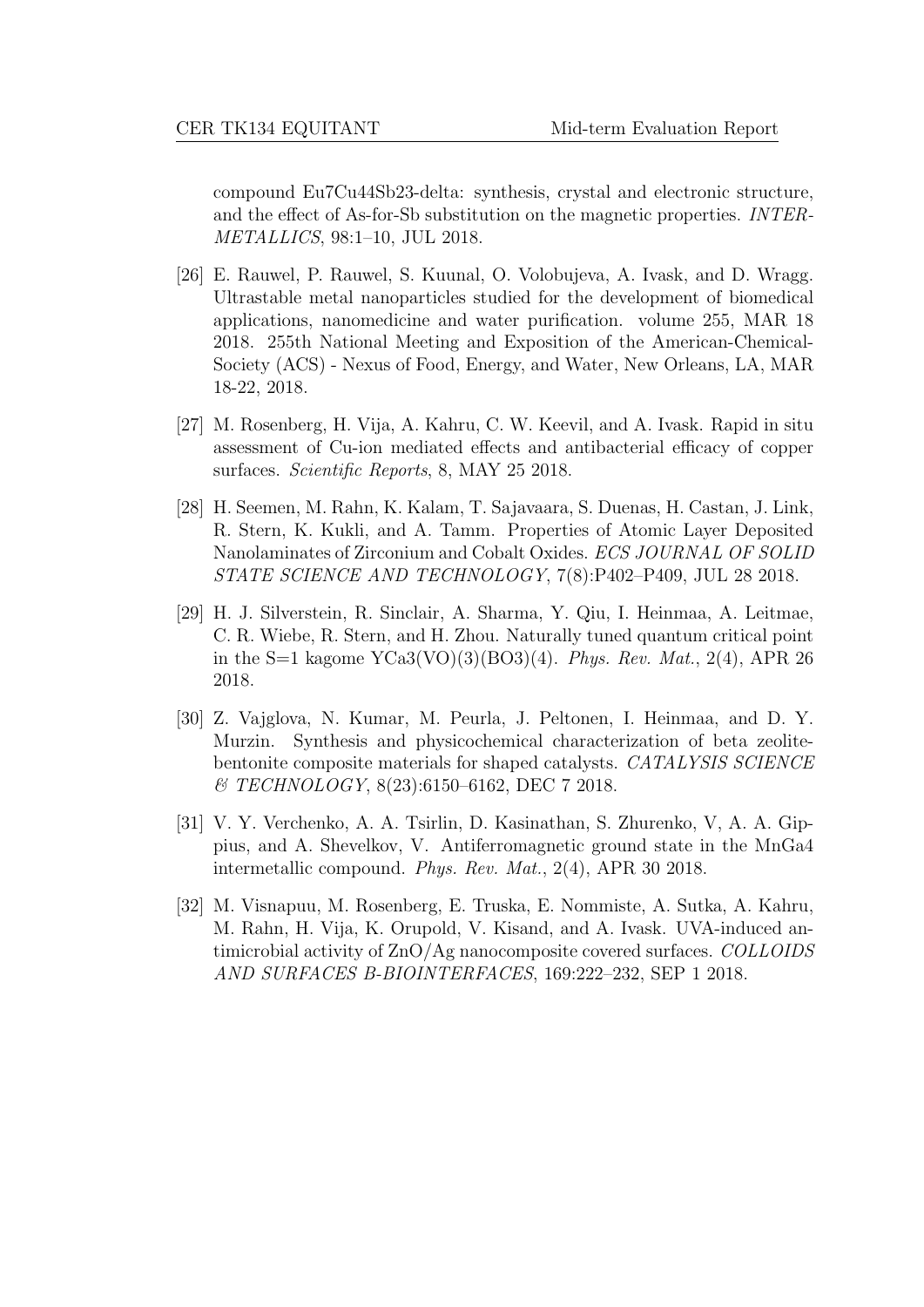compound Eu7Cu44Sb23-delta: synthesis, crystal and electronic structure, and the effect of As-for-Sb substitution on the magnetic properties. *INTERMETALLICS*, 98:1–10, JUL 2018.

[26] E. Rauwel, P. Rauwel, S. Kuunal, O. Volobujeva, A. Ivask, and D. Wragg. Ultrastable metal nanoparticles studied for the development of biomedical applications, nanomedicine and water purification. volume 255, MAR 18 2018. 255th National Meeting and Exposition of the American-Chemical-Society (ACS) - Nexus of Food, Energy, and Water, New Orleans, LA, MAR 18-22, 2018.

[27] M. Rosenberg, H. Vija, A. Kahru, C. W. Keevil, and A. Ivask. Rapid in situ assessment of Cu-ion mediated effects and antibacterial efficacy of copper surfaces. *Scientific Reports*, 8, MAY 25 2018.

[28] H. Seemen, M. Rahn, K. Kalam, T. Sajavaara, S. Duenas, H. Castan, J. Link, R. Stern, K. Kukli, and A. Tamm. Properties of Atomic Layer Deposited Nanolaminates of Zirconium and Cobalt Oxides. *ECS JOURNAL OF SOLID STATE SCIENCE AND TECHNOLOGY*, 7(8):P402–P409, JUL 28 2018.

[29] H. J. Silverstein, R. Sinclair, A. Sharma, Y. Qiu, I. Heinmaa, A. Leitmae, C. R. Wiebe, R. Stern, and H. Zhou. Naturally tuned quantum critical point in the S=1 kagome YCa3(VO)(3)(BO3)(4). *Phys. Rev. Mat.*, 2(4), APR 26 2018.

[30] Z. Vajglova, N. Kumar, M. Peurla, J. Peltonen, I. Heinmaa, and D. Y. Murzin. Synthesis and physicochemical characterization of beta zeolite-bentonite composite materials for shaped catalysts. *CATALYSIS SCIENCE & TECHNOLOGY*, 8(23):6150–6162, DEC 7 2018.

[31] V. Y. Verchenko, A. A. Tsirlin, D. Kasinathan, S. Zhurenko, V, A. A. Gippius, and A. Shevelkov, V. Antiferromagnetic ground state in the MnGa4 intermetallic compound. *Phys. Rev. Mat.*, 2(4), APR 30 2018.

[32] M. Visnapuu, M. Rosenberg, E. Truska, E. Nommiste, A. Sutka, A. Kahru, M. Rahn, H. Vija, K. Orupold, V. Kisand, and A. Ivask. UVA-induced antimicrobial activity of ZnO/Ag nanocomposite covered surfaces. *COLLOIDS AND SURFACES B-BIOINTERFACES*, 169:222–232, SEP 1 2018.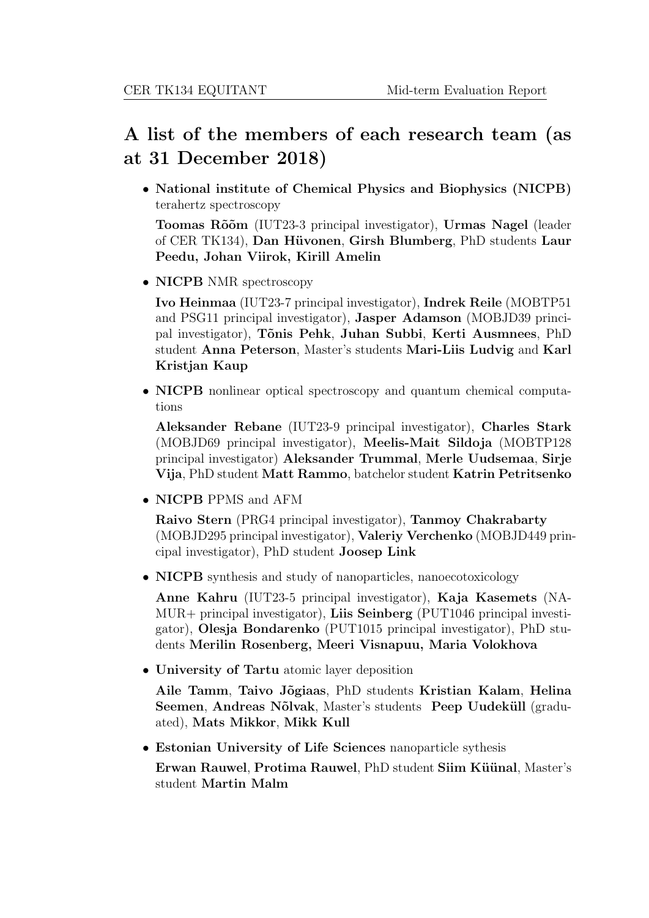# A list of the members of each research team (as at 31 December 2018)

- **National institute of Chemical Physics and Biophysics (NICPB)** terahertz spectroscopy

  **Toomas Rõõm** (IUT23-3 principal investigator), **Urmas Nagel** (leader of CER TK134), **Dan Hüvonen**, **Girsh Blumberg**, PhD students **Laur Peedu, Johan Viirok, Kirill Amelin**

- **NICPB** NMR spectroscopy

  **Ivo Heinmaa** (IUT23-7 principal investigator), **Indrek Reile** (MOBTP51 and PSG11 principal investigator), **Jasper Adamson** (MOBJD39 principal investigator), **Tõnis Pehk**, **Juhan Subbi**, **Kerti Ausmnees**, PhD student **Anna Peterson**, Master's students **Mari-Liis Ludvig** and **Karl Kristjan Kaup**

- **NICPB** nonlinear optical spectroscopy and quantum chemical computations

  **Aleksander Rebane** (IUT23-9 principal investigator), **Charles Stark** (MOBJD69 principal investigator), **Meelis-Mait Sildoja** (MOBTP128 principal investigator) **Aleksander Trummal**, **Merle Uudsemaa**, **Sirje Vija**, PhD student **Matt Rammo**, batchelor student **Katrin Petritsenko**

- **NICPB** PPMS and AFM

  **Raivo Stern** (PRG4 principal investigator), **Tanmoy Chakrabarty** (MOBJD295 principal investigator), **Valeriy Verchenko** (MOBJD449 principal investigator), PhD student **Joosep Link**

- **NICPB** synthesis and study of nanoparticles, nanoecotoxicology

  **Anne Kahru** (IUT23-5 principal investigator), **Kaja Kasemets** (NAMUR+ principal investigator), **Liis Seinberg** (PUT1046 principal investigator), **Olesja Bondarenko** (PUT1015 principal investigator), PhD students **Merilin Rosenberg, Meeri Visnapuu, Maria Volokhova**

- **University of Tartu** atomic layer deposition

  **Aile Tamm**, **Taivo Jõgiaas**, PhD students **Kristian Kalam**, **Helina Seemen**, **Andreas Nõlvak**, Master's students **Peep Uudeküll** (graduated), **Mats Mikkor**, **Mikk Kull**

- **Estonian University of Life Sciences** nanoparticle sythesis

  **Erwan Rauwel**, **Protima Rauwel**, PhD student **Siim Küünal**, Master's student **Martin Malm**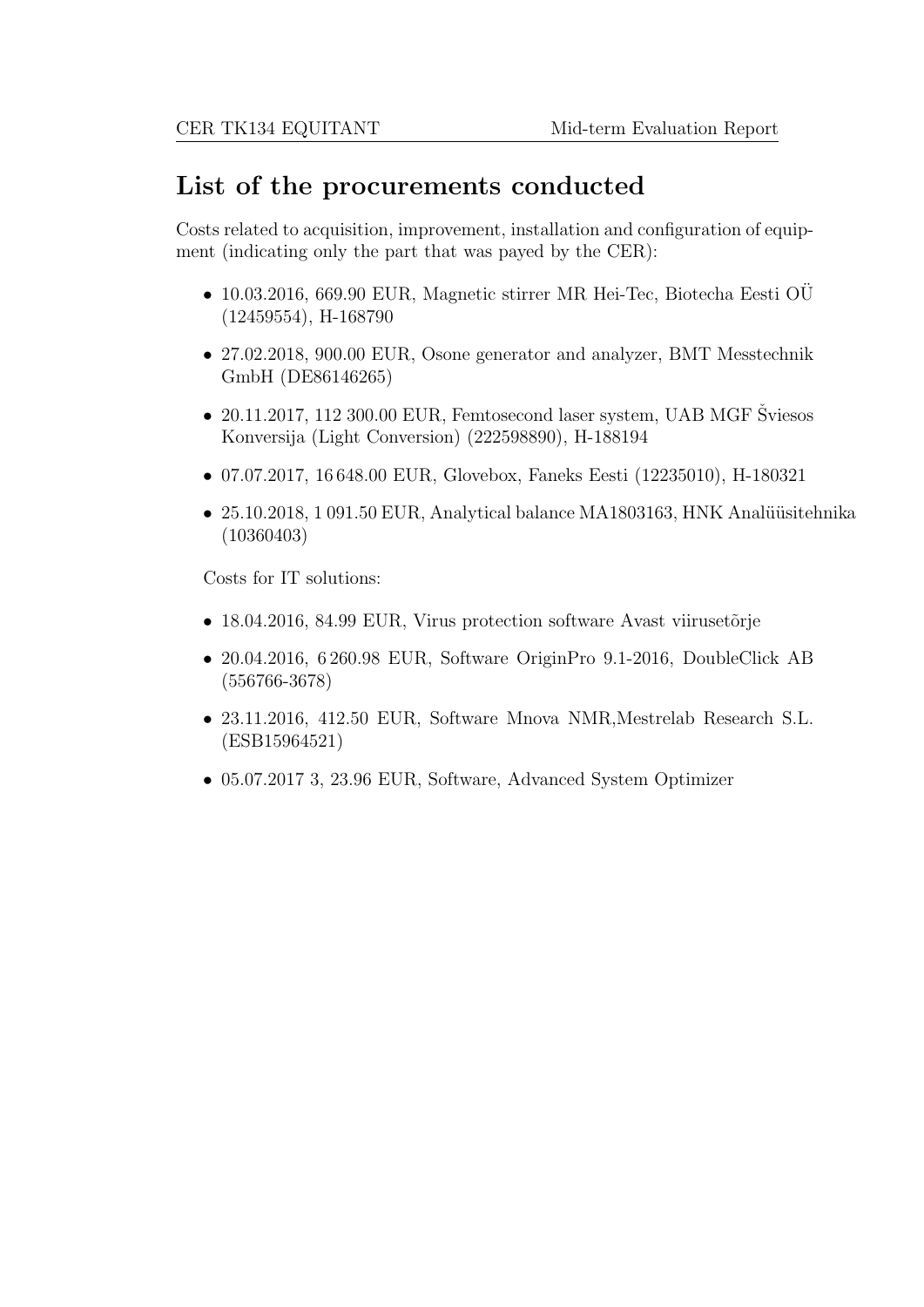## List of the procurements conducted

Costs related to acquisition, improvement, installation and configuration of equipment (indicating only the part that was payed by the CER):

- 10.03.2016, 669.90 EUR, Magnetic stirrer MR Hei-Tec, Biotecha Eesti OÜ (12459554), H-168790
- 27.02.2018, 900.00 EUR, Osone generator and analyzer, BMT Messtechnik GmbH (DE86146265)
- 20.11.2017, 112 300.00 EUR, Femtosecond laser system, UAB MGF Šviesos Konversija (Light Conversion) (222598890), H-188194
- 07.07.2017, 16 648.00 EUR, Glovebox, Faneks Eesti (12235010), H-180321
- 25.10.2018, 1 091.50 EUR, Analytical balance MA1803163, HNK Analüüsitehnika (10360403)

Costs for IT solutions:

- 18.04.2016, 84.99 EUR, Virus protection software Avast viirusetõrje
- 20.04.2016, 6 260.98 EUR, Software OriginPro 9.1-2016, DoubleClick AB (556766-3678)
- 23.11.2016, 412.50 EUR, Software Mnova NMR,Mestrelab Research S.L. (ESB15964521)
- 05.07.2017 3, 23.96 EUR, Software, Advanced System Optimizer